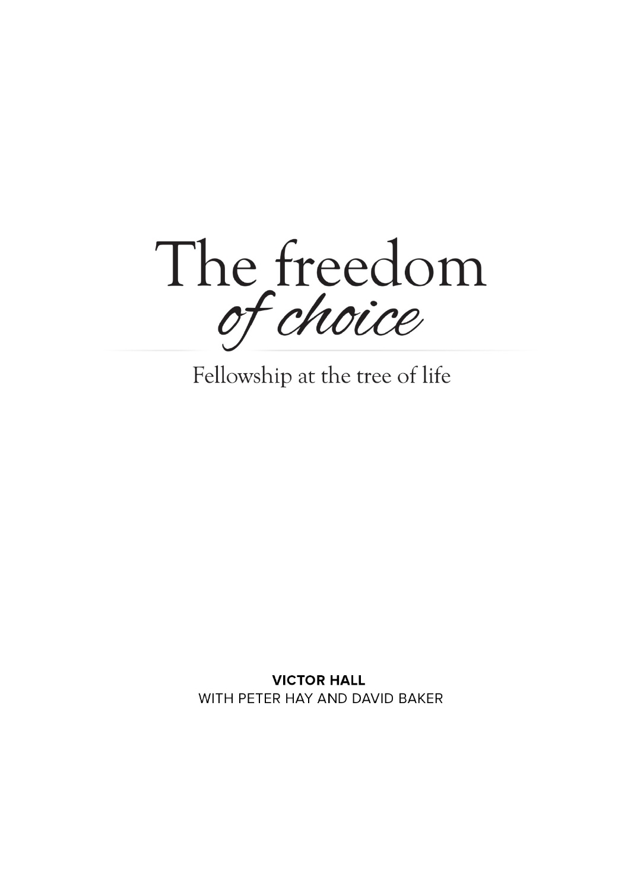# The freedom *of choice*

Fellowship at the tree of life

**VICTOR HALL**
WITH PETER HAY AND DAVID BAKER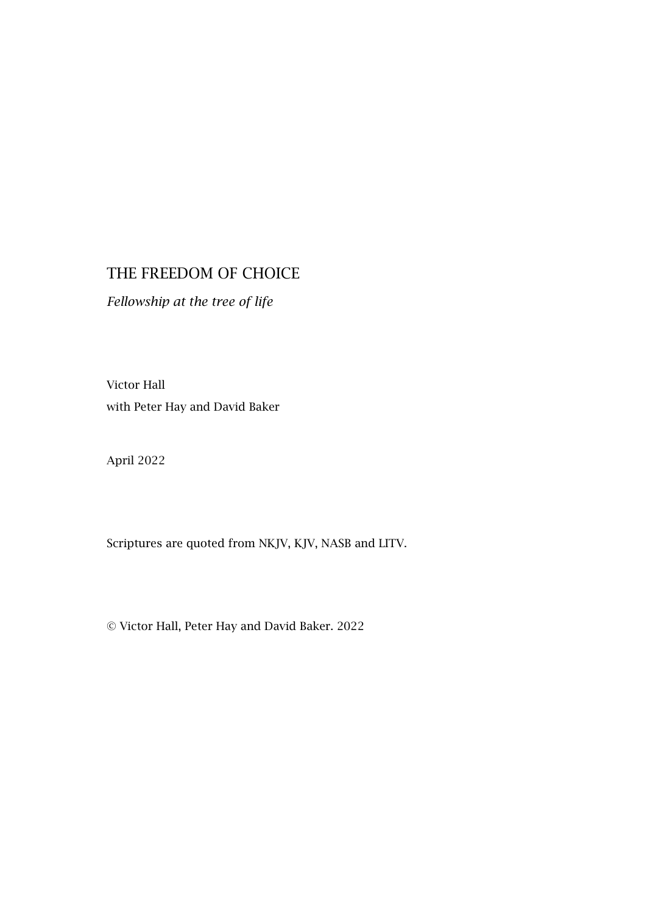# THE FREEDOM OF CHOICE

*Fellowship at the tree of life*

Victor Hall
with Peter Hay and David Baker

April 2022

Scriptures are quoted from NKJV, KJV, NASB and LITV.

© Victor Hall, Peter Hay and David Baker. 2022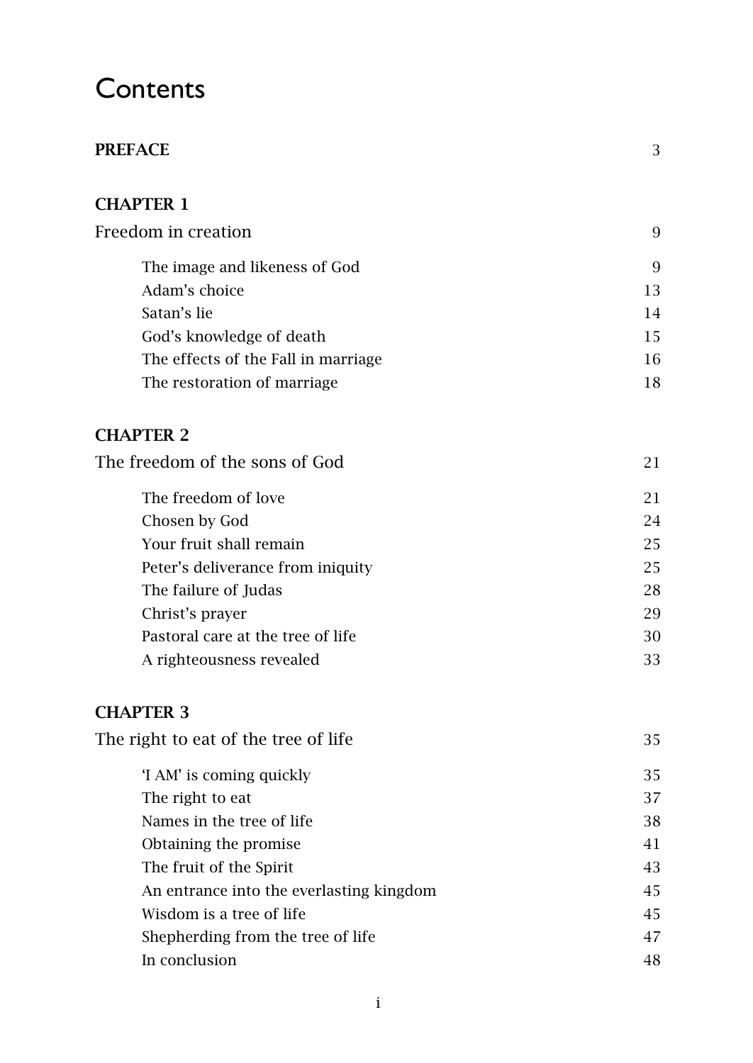# Contents

| | |
|---|---|
| **PREFACE** | 3 |
| **CHAPTER 1** | |
| Freedom in creation | 9 |
| The image and likeness of God | 9 |
| Adam's choice | 13 |
| Satan's lie | 14 |
| God's knowledge of death | 15 |
| The effects of the Fall in marriage | 16 |
| The restoration of marriage | 18 |
| **CHAPTER 2** | |
| The freedom of the sons of God | 21 |
| The freedom of love | 21 |
| Chosen by God | 24 |
| Your fruit shall remain | 25 |
| Peter's deliverance from iniquity | 25 |
| The failure of Judas | 28 |
| Christ's prayer | 29 |
| Pastoral care at the tree of life | 30 |
| A righteousness revealed | 33 |
| **CHAPTER 3** | |
| The right to eat of the tree of life | 35 |
| 'I AM' is coming quickly | 35 |
| The right to eat | 37 |
| Names in the tree of life | 38 |
| Obtaining the promise | 41 |
| The fruit of the Spirit | 43 |
| An entrance into the everlasting kingdom | 45 |
| Wisdom is a tree of life | 45 |
| Shepherding from the tree of life | 47 |
| In conclusion | 48 |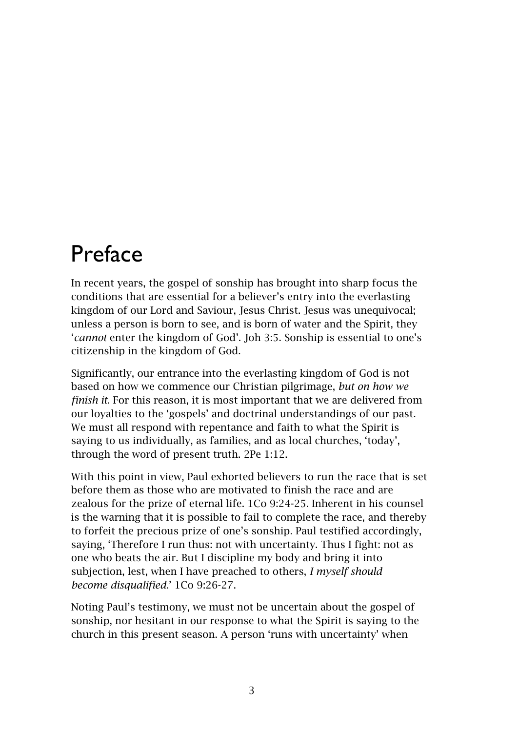# Preface

In recent years, the gospel of sonship has brought into sharp focus the conditions that are essential for a believer's entry into the everlasting kingdom of our Lord and Saviour, Jesus Christ. Jesus was unequivocal; unless a person is born to see, and is born of water and the Spirit, they '*cannot* enter the kingdom of God'. Joh 3:5. Sonship is essential to one's citizenship in the kingdom of God.

Significantly, our entrance into the everlasting kingdom of God is not based on how we commence our Christian pilgrimage, *but on how we finish it*. For this reason, it is most important that we are delivered from our loyalties to the 'gospels' and doctrinal understandings of our past. We must all respond with repentance and faith to what the Spirit is saying to us individually, as families, and as local churches, 'today', through the word of present truth. 2Pe 1:12.

With this point in view, Paul exhorted believers to run the race that is set before them as those who are motivated to finish the race and are zealous for the prize of eternal life. 1Co 9:24-25. Inherent in his counsel is the warning that it is possible to fail to complete the race, and thereby to forfeit the precious prize of one's sonship. Paul testified accordingly, saying, 'Therefore I run thus: not with uncertainty. Thus I fight: not as one who beats the air. But I discipline my body and bring it into subjection, lest, when I have preached to others, *I myself should become disqualified*.' 1Co 9:26-27.

Noting Paul's testimony, we must not be uncertain about the gospel of sonship, nor hesitant in our response to what the Spirit is saying to the church in this present season. A person 'runs with uncertainty' when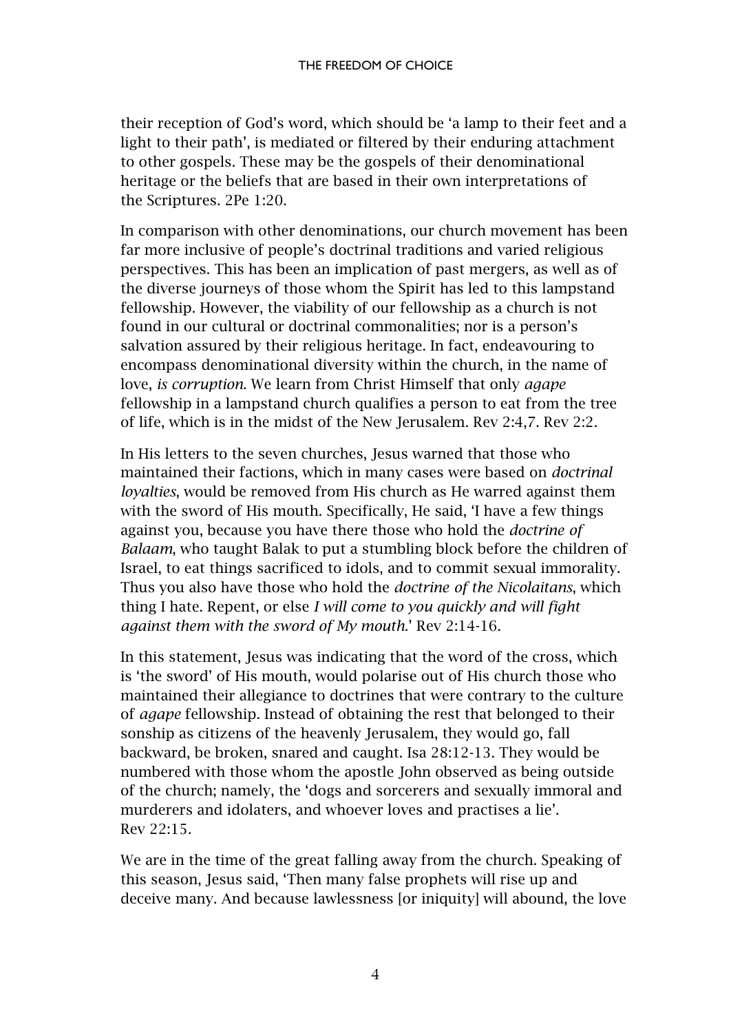their reception of God's word, which should be 'a lamp to their feet and a light to their path', is mediated or filtered by their enduring attachment to other gospels. These may be the gospels of their denominational heritage or the beliefs that are based in their own interpretations of the Scriptures. 2Pe 1:20.

In comparison with other denominations, our church movement has been far more inclusive of people's doctrinal traditions and varied religious perspectives. This has been an implication of past mergers, as well as of the diverse journeys of those whom the Spirit has led to this lampstand fellowship. However, the viability of our fellowship as a church is not found in our cultural or doctrinal commonalities; nor is a person's salvation assured by their religious heritage. In fact, endeavouring to encompass denominational diversity within the church, in the name of love, *is corruption*. We learn from Christ Himself that only *agape* fellowship in a lampstand church qualifies a person to eat from the tree of life, which is in the midst of the New Jerusalem. Rev 2:4,7. Rev 2:2.

In His letters to the seven churches, Jesus warned that those who maintained their factions, which in many cases were based on *doctrinal loyalties*, would be removed from His church as He warred against them with the sword of His mouth. Specifically, He said, 'I have a few things against you, because you have there those who hold the *doctrine of Balaam*, who taught Balak to put a stumbling block before the children of Israel, to eat things sacrificed to idols, and to commit sexual immorality. Thus you also have those who hold the *doctrine of the Nicolaitans*, which thing I hate. Repent, or else *I will come to you quickly and will fight against them with the sword of My mouth*.' Rev 2:14-16.

In this statement, Jesus was indicating that the word of the cross, which is 'the sword' of His mouth, would polarise out of His church those who maintained their allegiance to doctrines that were contrary to the culture of *agape* fellowship. Instead of obtaining the rest that belonged to their sonship as citizens of the heavenly Jerusalem, they would go, fall backward, be broken, snared and caught. Isa 28:12-13. They would be numbered with those whom the apostle John observed as being outside of the church; namely, the 'dogs and sorcerers and sexually immoral and murderers and idolaters, and whoever loves and practises a lie'. Rev 22:15.

We are in the time of the great falling away from the church. Speaking of this season, Jesus said, 'Then many false prophets will rise up and deceive many. And because lawlessness [or iniquity] will abound, the love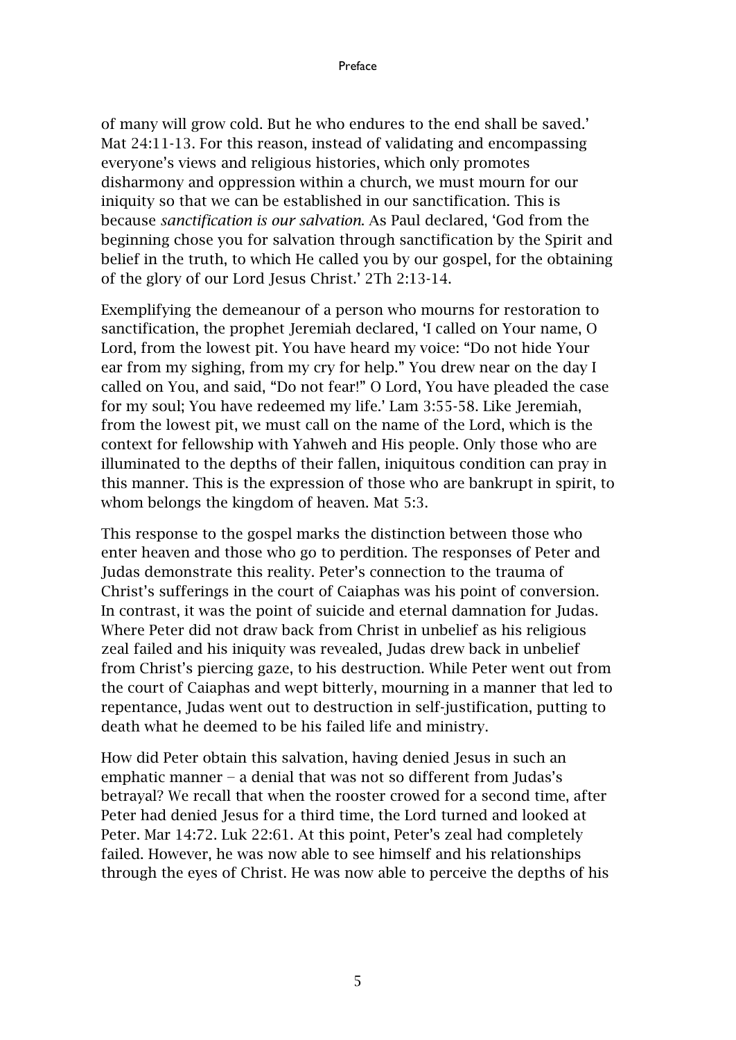of many will grow cold. But he who endures to the end shall be saved.' Mat 24:11-13. For this reason, instead of validating and encompassing everyone's views and religious histories, which only promotes disharmony and oppression within a church, we must mourn for our iniquity so that we can be established in our sanctification. This is because *sanctification is our salvation*. As Paul declared, 'God from the beginning chose you for salvation through sanctification by the Spirit and belief in the truth, to which He called you by our gospel, for the obtaining of the glory of our Lord Jesus Christ.' 2Th 2:13-14.

Exemplifying the demeanour of a person who mourns for restoration to sanctification, the prophet Jeremiah declared, 'I called on Your name, O Lord, from the lowest pit. You have heard my voice: "Do not hide Your ear from my sighing, from my cry for help." You drew near on the day I called on You, and said, "Do not fear!" O Lord, You have pleaded the case for my soul; You have redeemed my life.' Lam 3:55-58. Like Jeremiah, from the lowest pit, we must call on the name of the Lord, which is the context for fellowship with Yahweh and His people. Only those who are illuminated to the depths of their fallen, iniquitous condition can pray in this manner. This is the expression of those who are bankrupt in spirit, to whom belongs the kingdom of heaven. Mat 5:3.

This response to the gospel marks the distinction between those who enter heaven and those who go to perdition. The responses of Peter and Judas demonstrate this reality. Peter's connection to the trauma of Christ's sufferings in the court of Caiaphas was his point of conversion. In contrast, it was the point of suicide and eternal damnation for Judas. Where Peter did not draw back from Christ in unbelief as his religious zeal failed and his iniquity was revealed, Judas drew back in unbelief from Christ's piercing gaze, to his destruction. While Peter went out from the court of Caiaphas and wept bitterly, mourning in a manner that led to repentance, Judas went out to destruction in self-justification, putting to death what he deemed to be his failed life and ministry.

How did Peter obtain this salvation, having denied Jesus in such an emphatic manner – a denial that was not so different from Judas's betrayal? We recall that when the rooster crowed for a second time, after Peter had denied Jesus for a third time, the Lord turned and looked at Peter. Mar 14:72. Luk 22:61. At this point, Peter's zeal had completely failed. However, he was now able to see himself and his relationships through the eyes of Christ. He was now able to perceive the depths of his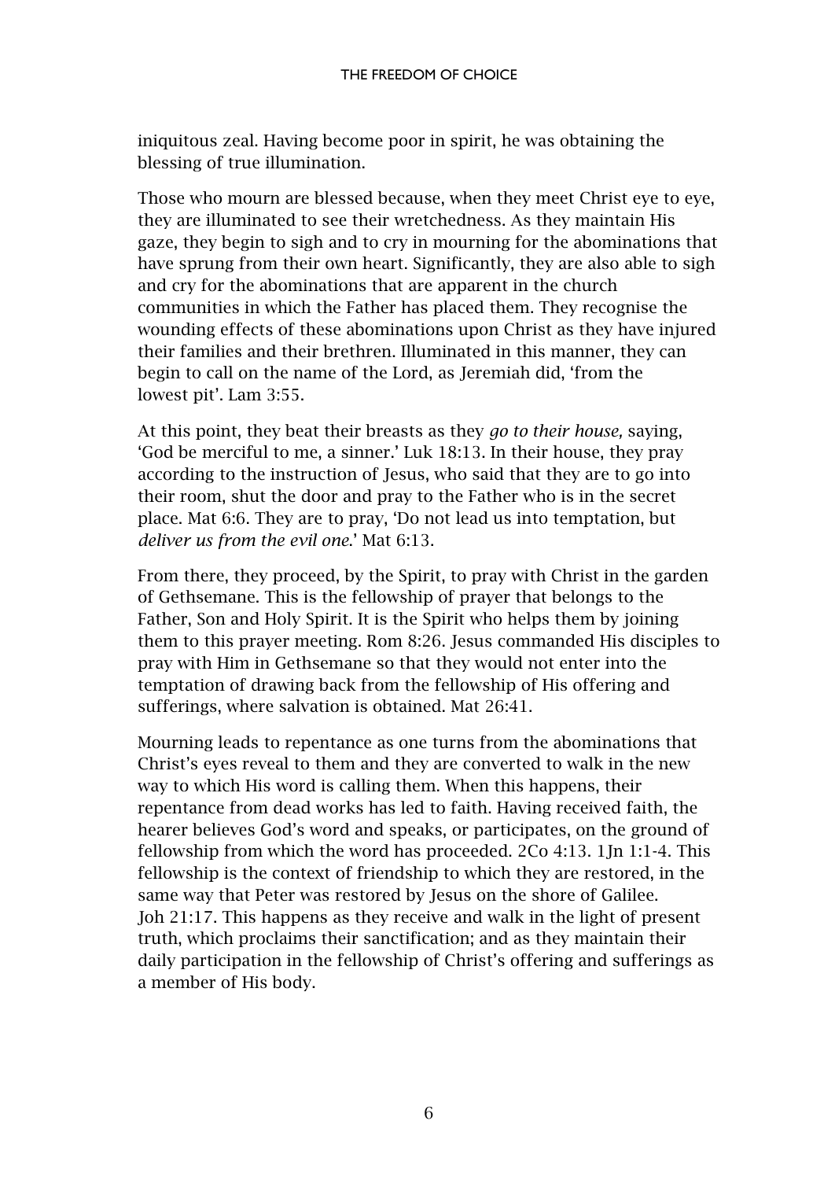iniquitous zeal. Having become poor in spirit, he was obtaining the blessing of true illumination.

Those who mourn are blessed because, when they meet Christ eye to eye, they are illuminated to see their wretchedness. As they maintain His gaze, they begin to sigh and to cry in mourning for the abominations that have sprung from their own heart. Significantly, they are also able to sigh and cry for the abominations that are apparent in the church communities in which the Father has placed them. They recognise the wounding effects of these abominations upon Christ as they have injured their families and their brethren. Illuminated in this manner, they can begin to call on the name of the Lord, as Jeremiah did, 'from the lowest pit'. Lam 3:55.

At this point, they beat their breasts as they *go to their house,* saying, 'God be merciful to me, a sinner.' Luk 18:13. In their house, they pray according to the instruction of Jesus, who said that they are to go into their room, shut the door and pray to the Father who is in the secret place. Mat 6:6. They are to pray, 'Do not lead us into temptation, but *deliver us from the evil one*.' Mat 6:13.

From there, they proceed, by the Spirit, to pray with Christ in the garden of Gethsemane. This is the fellowship of prayer that belongs to the Father, Son and Holy Spirit. It is the Spirit who helps them by joining them to this prayer meeting. Rom 8:26. Jesus commanded His disciples to pray with Him in Gethsemane so that they would not enter into the temptation of drawing back from the fellowship of His offering and sufferings, where salvation is obtained. Mat 26:41.

Mourning leads to repentance as one turns from the abominations that Christ's eyes reveal to them and they are converted to walk in the new way to which His word is calling them. When this happens, their repentance from dead works has led to faith. Having received faith, the hearer believes God's word and speaks, or participates, on the ground of fellowship from which the word has proceeded. 2Co 4:13. 1Jn 1:1-4. This fellowship is the context of friendship to which they are restored, in the same way that Peter was restored by Jesus on the shore of Galilee. Joh 21:17. This happens as they receive and walk in the light of present truth, which proclaims their sanctification; and as they maintain their daily participation in the fellowship of Christ's offering and sufferings as a member of His body.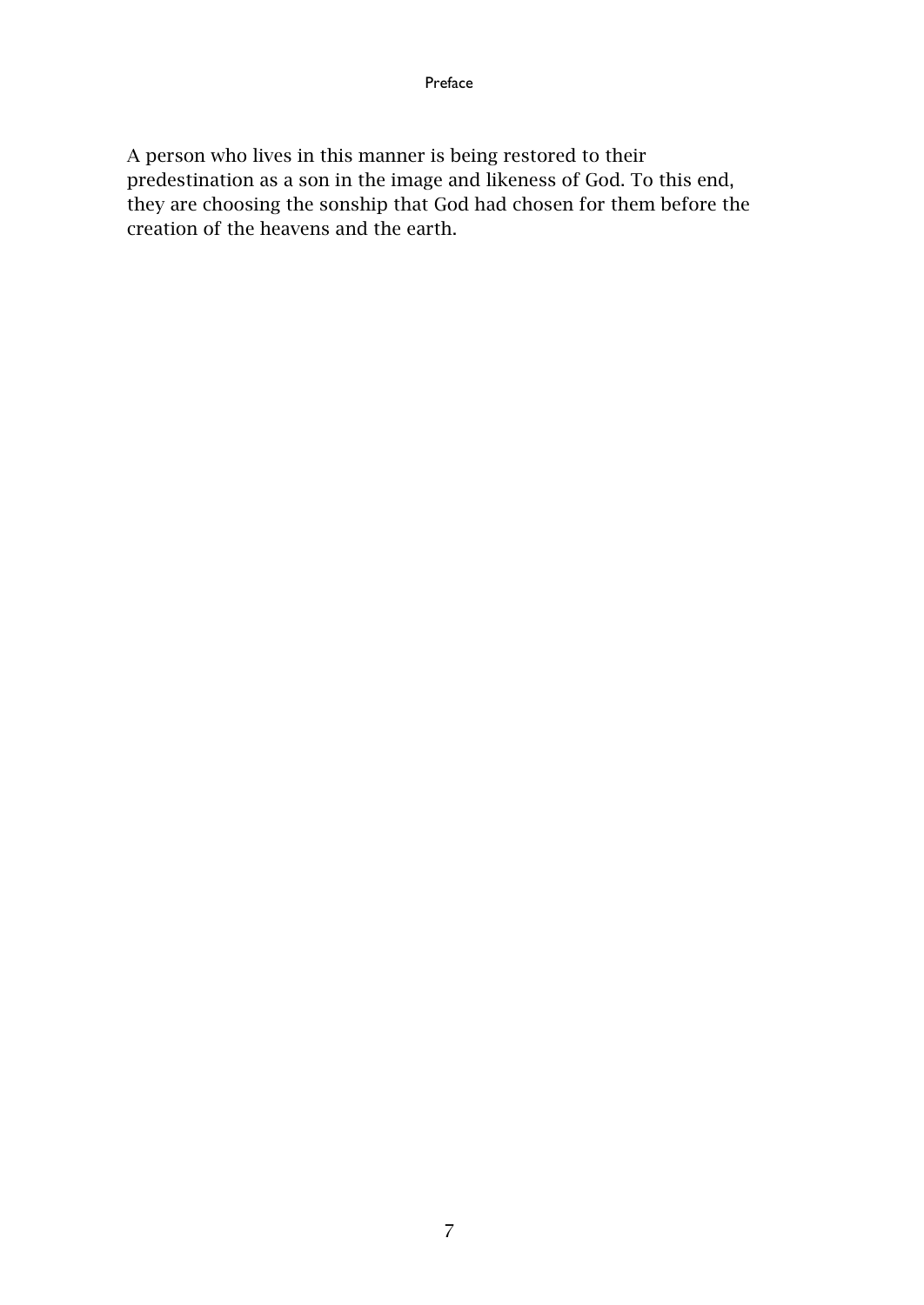A person who lives in this manner is being restored to their predestination as a son in the image and likeness of God. To this end, they are choosing the sonship that God had chosen for them before the creation of the heavens and the earth.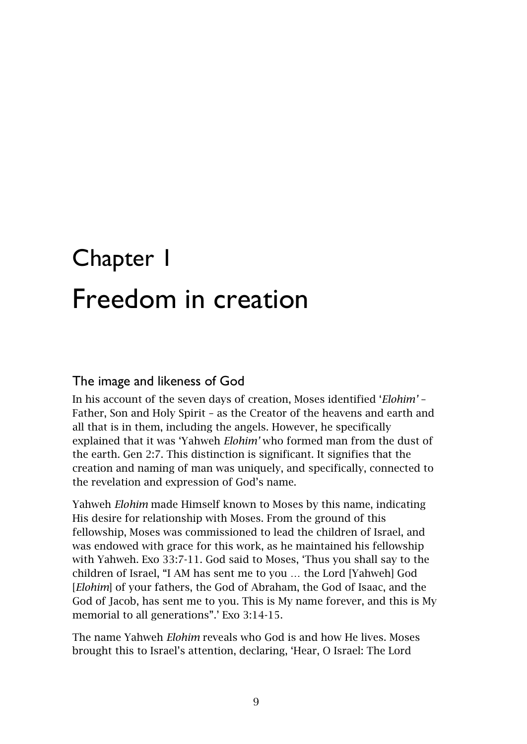# Chapter 1

# Freedom in creation

## The image and likeness of God

In his account of the seven days of creation, Moses identified '*Elohim*' – Father, Son and Holy Spirit – as the Creator of the heavens and earth and all that is in them, including the angels. However, he specifically explained that it was 'Yahweh *Elohim*' who formed man from the dust of the earth. Gen 2:7. This distinction is significant. It signifies that the creation and naming of man was uniquely, and specifically, connected to the revelation and expression of God's name.

Yahweh *Elohim* made Himself known to Moses by this name, indicating His desire for relationship with Moses. From the ground of this fellowship, Moses was commissioned to lead the children of Israel, and was endowed with grace for this work, as he maintained his fellowship with Yahweh. Exo 33:7-11. God said to Moses, 'Thus you shall say to the children of Israel, "I AM has sent me to you … the Lord [Yahweh] God [*Elohim*] of your fathers, the God of Abraham, the God of Isaac, and the God of Jacob, has sent me to you. This is My name forever, and this is My memorial to all generations".' Exo 3:14-15.

The name Yahweh *Elohim* reveals who God is and how He lives. Moses brought this to Israel's attention, declaring, 'Hear, O Israel: The Lord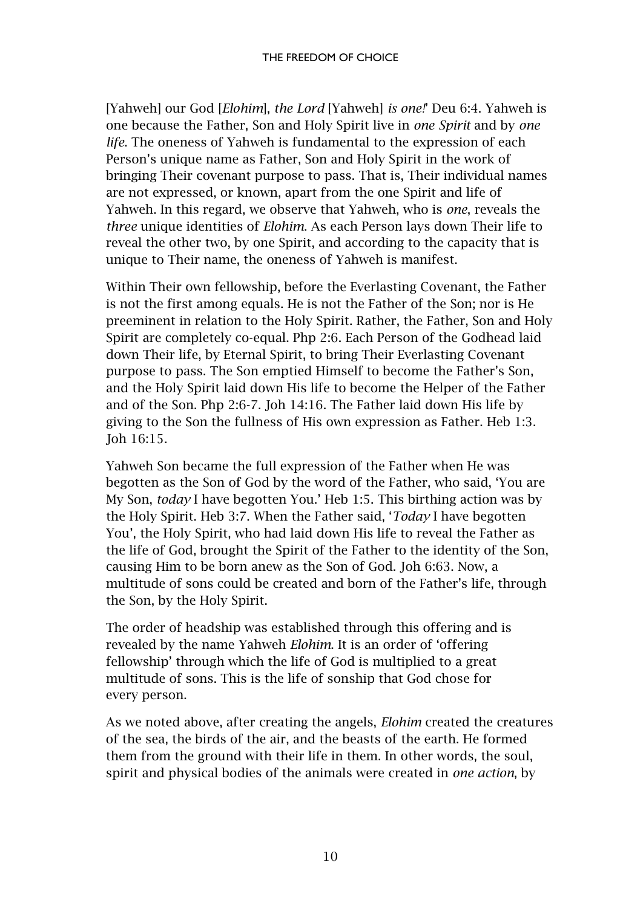[Yahweh] our God [*Elohim*], *the Lord* [Yahweh] *is one!*' Deu 6:4. Yahweh is one because the Father, Son and Holy Spirit live in *one Spirit* and by *one life*. The oneness of Yahweh is fundamental to the expression of each Person's unique name as Father, Son and Holy Spirit in the work of bringing Their covenant purpose to pass. That is, Their individual names are not expressed, or known, apart from the one Spirit and life of Yahweh. In this regard, we observe that Yahweh, who is *one*, reveals the *three* unique identities of *Elohim*. As each Person lays down Their life to reveal the other two, by one Spirit, and according to the capacity that is unique to Their name, the oneness of Yahweh is manifest.

Within Their own fellowship, before the Everlasting Covenant, the Father is not the first among equals. He is not the Father of the Son; nor is He preeminent in relation to the Holy Spirit. Rather, the Father, Son and Holy Spirit are completely co-equal. Php 2:6. Each Person of the Godhead laid down Their life, by Eternal Spirit, to bring Their Everlasting Covenant purpose to pass. The Son emptied Himself to become the Father's Son, and the Holy Spirit laid down His life to become the Helper of the Father and of the Son. Php 2:6-7. Joh 14:16. The Father laid down His life by giving to the Son the fullness of His own expression as Father. Heb 1:3. Joh 16:15.

Yahweh Son became the full expression of the Father when He was begotten as the Son of God by the word of the Father, who said, 'You are My Son, *today* I have begotten You.' Heb 1:5. This birthing action was by the Holy Spirit. Heb 3:7. When the Father said, '*Today* I have begotten You', the Holy Spirit, who had laid down His life to reveal the Father as the life of God, brought the Spirit of the Father to the identity of the Son, causing Him to be born anew as the Son of God. Joh 6:63. Now, a multitude of sons could be created and born of the Father's life, through the Son, by the Holy Spirit.

The order of headship was established through this offering and is revealed by the name Yahweh *Elohim*. It is an order of 'offering fellowship' through which the life of God is multiplied to a great multitude of sons. This is the life of sonship that God chose for every person.

As we noted above, after creating the angels, *Elohim* created the creatures of the sea, the birds of the air, and the beasts of the earth. He formed them from the ground with their life in them. In other words, the soul, spirit and physical bodies of the animals were created in *one action*, by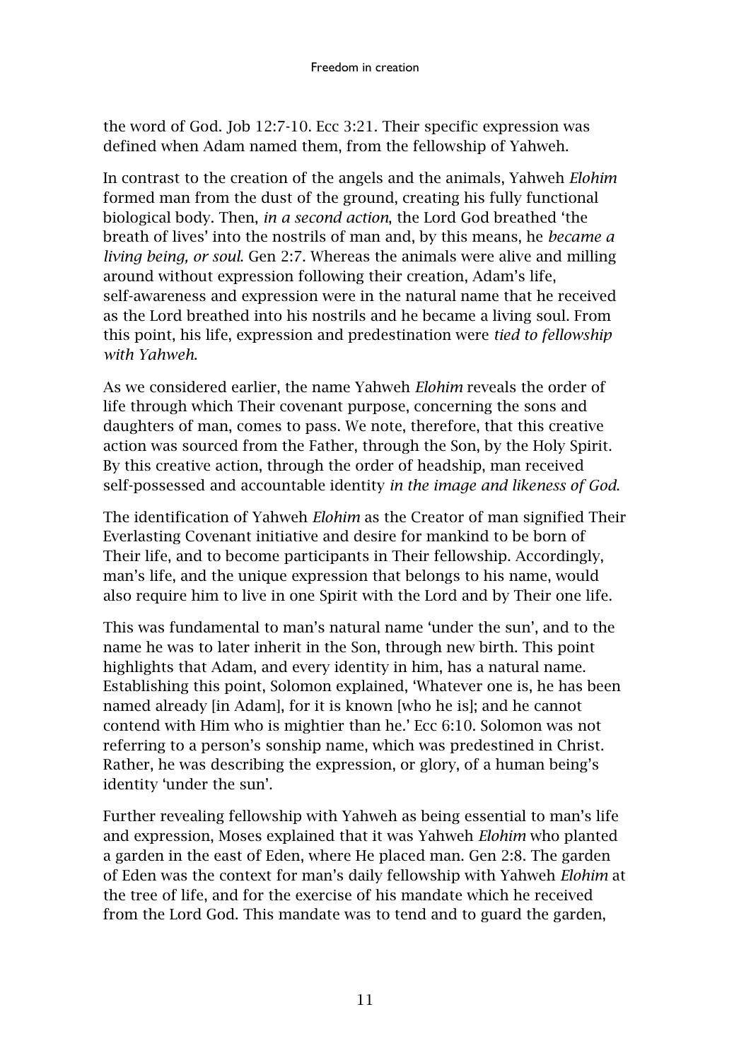the word of God. Job 12:7-10. Ecc 3:21. Their specific expression was defined when Adam named them, from the fellowship of Yahweh.

In contrast to the creation of the angels and the animals, Yahweh *Elohim* formed man from the dust of the ground, creating his fully functional biological body. Then, *in a second action*, the Lord God breathed 'the breath of lives' into the nostrils of man and, by this means, he *became a living being, or soul*. Gen 2:7. Whereas the animals were alive and milling around without expression following their creation, Adam's life, self-awareness and expression were in the natural name that he received as the Lord breathed into his nostrils and he became a living soul. From this point, his life, expression and predestination were *tied to fellowship with Yahweh*.

As we considered earlier, the name Yahweh *Elohim* reveals the order of life through which Their covenant purpose, concerning the sons and daughters of man, comes to pass. We note, therefore, that this creative action was sourced from the Father, through the Son, by the Holy Spirit. By this creative action, through the order of headship, man received self-possessed and accountable identity *in the image and likeness of God*.

The identification of Yahweh *Elohim* as the Creator of man signified Their Everlasting Covenant initiative and desire for mankind to be born of Their life, and to become participants in Their fellowship. Accordingly, man's life, and the unique expression that belongs to his name, would also require him to live in one Spirit with the Lord and by Their one life.

This was fundamental to man's natural name 'under the sun', and to the name he was to later inherit in the Son, through new birth. This point highlights that Adam, and every identity in him, has a natural name. Establishing this point, Solomon explained, 'Whatever one is, he has been named already [in Adam], for it is known [who he is]; and he cannot contend with Him who is mightier than he.' Ecc 6:10. Solomon was not referring to a person's sonship name, which was predestined in Christ. Rather, he was describing the expression, or glory, of a human being's identity 'under the sun'.

Further revealing fellowship with Yahweh as being essential to man's life and expression, Moses explained that it was Yahweh *Elohim* who planted a garden in the east of Eden, where He placed man. Gen 2:8. The garden of Eden was the context for man's daily fellowship with Yahweh *Elohim* at the tree of life, and for the exercise of his mandate which he received from the Lord God. This mandate was to tend and to guard the garden,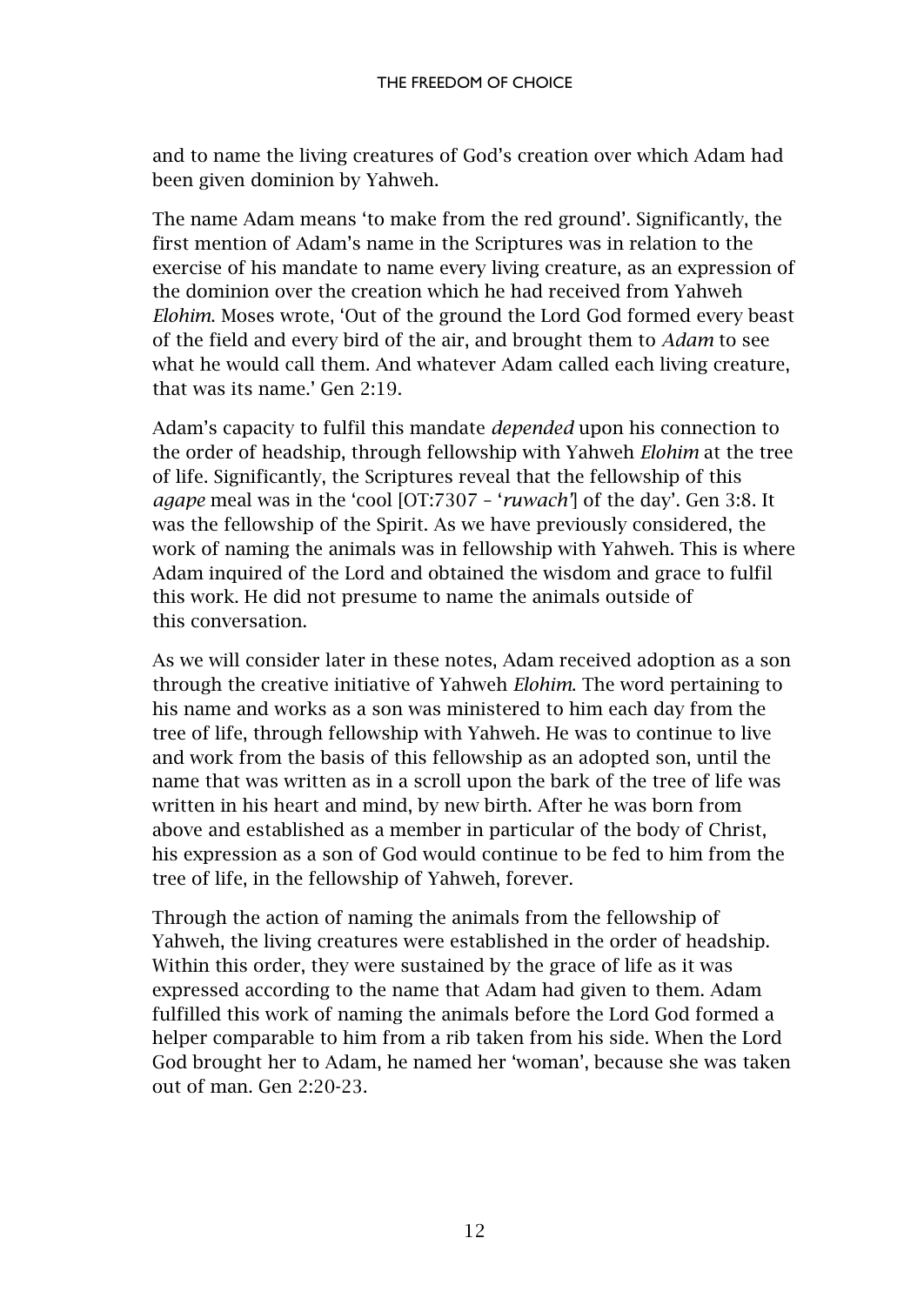and to name the living creatures of God's creation over which Adam had been given dominion by Yahweh.

The name Adam means 'to make from the red ground'. Significantly, the first mention of Adam's name in the Scriptures was in relation to the exercise of his mandate to name every living creature, as an expression of the dominion over the creation which he had received from Yahweh *Elohim*. Moses wrote, 'Out of the ground the Lord God formed every beast of the field and every bird of the air, and brought them to *Adam* to see what he would call them. And whatever Adam called each living creature, that was its name.' Gen 2:19.

Adam's capacity to fulfil this mandate *depended* upon his connection to the order of headship, through fellowship with Yahweh *Elohim* at the tree of life. Significantly, the Scriptures reveal that the fellowship of this *agape* meal was in the 'cool [OT:7307 – '*ruwach*'] of the day'. Gen 3:8. It was the fellowship of the Spirit. As we have previously considered, the work of naming the animals was in fellowship with Yahweh. This is where Adam inquired of the Lord and obtained the wisdom and grace to fulfil this work. He did not presume to name the animals outside of this conversation.

As we will consider later in these notes, Adam received adoption as a son through the creative initiative of Yahweh *Elohim*. The word pertaining to his name and works as a son was ministered to him each day from the tree of life, through fellowship with Yahweh. He was to continue to live and work from the basis of this fellowship as an adopted son, until the name that was written as in a scroll upon the bark of the tree of life was written in his heart and mind, by new birth. After he was born from above and established as a member in particular of the body of Christ, his expression as a son of God would continue to be fed to him from the tree of life, in the fellowship of Yahweh, forever.

Through the action of naming the animals from the fellowship of Yahweh, the living creatures were established in the order of headship. Within this order, they were sustained by the grace of life as it was expressed according to the name that Adam had given to them. Adam fulfilled this work of naming the animals before the Lord God formed a helper comparable to him from a rib taken from his side. When the Lord God brought her to Adam, he named her 'woman', because she was taken out of man. Gen 2:20-23.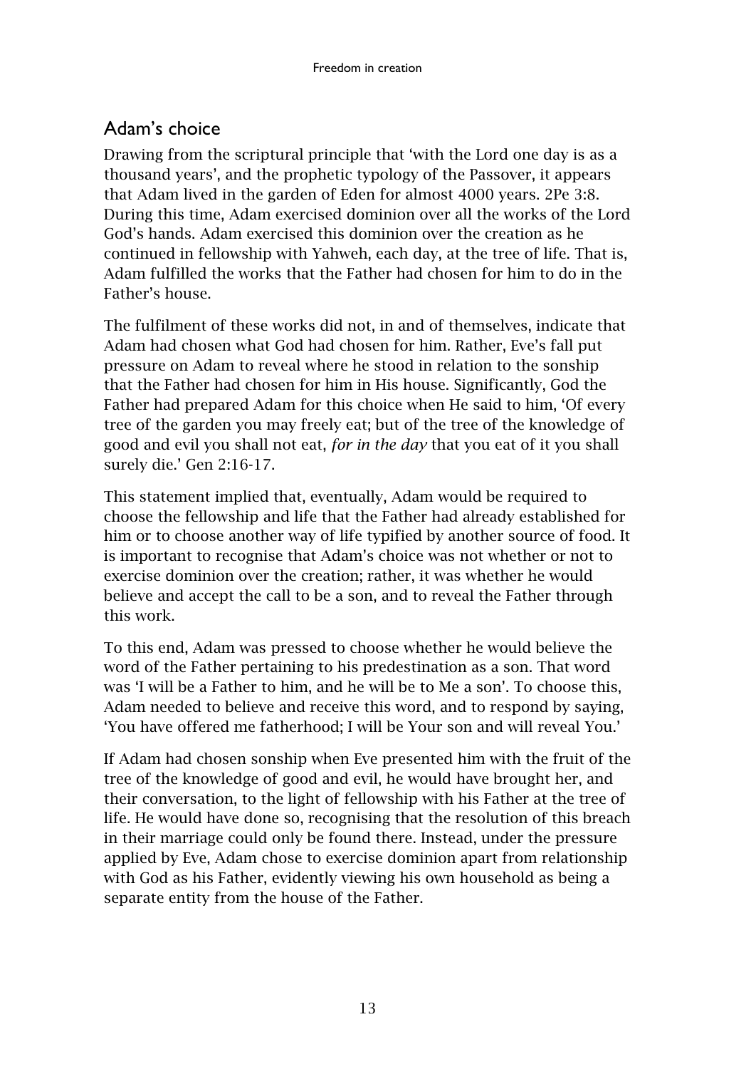## Adam's choice

Drawing from the scriptural principle that 'with the Lord one day is as a thousand years', and the prophetic typology of the Passover, it appears that Adam lived in the garden of Eden for almost 4000 years. 2Pe 3:8. During this time, Adam exercised dominion over all the works of the Lord God's hands. Adam exercised this dominion over the creation as he continued in fellowship with Yahweh, each day, at the tree of life. That is, Adam fulfilled the works that the Father had chosen for him to do in the Father's house.

The fulfilment of these works did not, in and of themselves, indicate that Adam had chosen what God had chosen for him. Rather, Eve's fall put pressure on Adam to reveal where he stood in relation to the sonship that the Father had chosen for him in His house. Significantly, God the Father had prepared Adam for this choice when He said to him, 'Of every tree of the garden you may freely eat; but of the tree of the knowledge of good and evil you shall not eat, *for in the day* that you eat of it you shall surely die.' Gen 2:16-17.

This statement implied that, eventually, Adam would be required to choose the fellowship and life that the Father had already established for him or to choose another way of life typified by another source of food. It is important to recognise that Adam's choice was not whether or not to exercise dominion over the creation; rather, it was whether he would believe and accept the call to be a son, and to reveal the Father through this work.

To this end, Adam was pressed to choose whether he would believe the word of the Father pertaining to his predestination as a son. That word was 'I will be a Father to him, and he will be to Me a son'. To choose this, Adam needed to believe and receive this word, and to respond by saying, 'You have offered me fatherhood; I will be Your son and will reveal You.'

If Adam had chosen sonship when Eve presented him with the fruit of the tree of the knowledge of good and evil, he would have brought her, and their conversation, to the light of fellowship with his Father at the tree of life. He would have done so, recognising that the resolution of this breach in their marriage could only be found there. Instead, under the pressure applied by Eve, Adam chose to exercise dominion apart from relationship with God as his Father, evidently viewing his own household as being a separate entity from the house of the Father.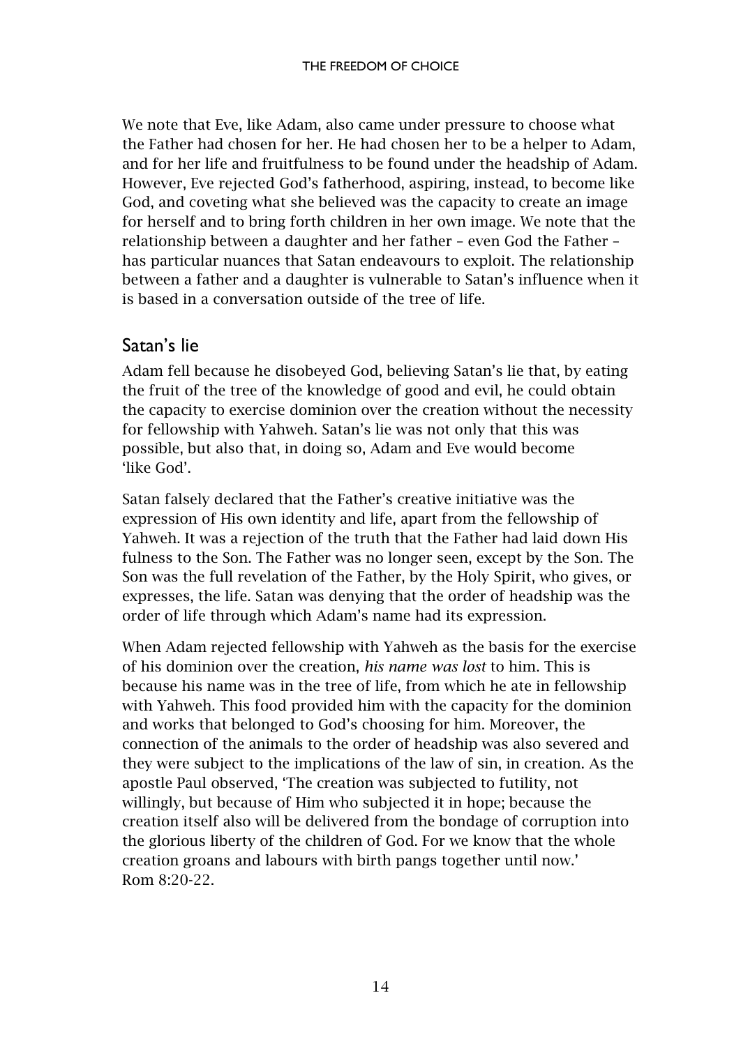We note that Eve, like Adam, also came under pressure to choose what the Father had chosen for her. He had chosen her to be a helper to Adam, and for her life and fruitfulness to be found under the headship of Adam. However, Eve rejected God's fatherhood, aspiring, instead, to become like God, and coveting what she believed was the capacity to create an image for herself and to bring forth children in her own image. We note that the relationship between a daughter and her father – even God the Father – has particular nuances that Satan endeavours to exploit. The relationship between a father and a daughter is vulnerable to Satan's influence when it is based in a conversation outside of the tree of life.

## Satan's lie

Adam fell because he disobeyed God, believing Satan's lie that, by eating the fruit of the tree of the knowledge of good and evil, he could obtain the capacity to exercise dominion over the creation without the necessity for fellowship with Yahweh. Satan's lie was not only that this was possible, but also that, in doing so, Adam and Eve would become 'like God'.

Satan falsely declared that the Father's creative initiative was the expression of His own identity and life, apart from the fellowship of Yahweh. It was a rejection of the truth that the Father had laid down His fulness to the Son. The Father was no longer seen, except by the Son. The Son was the full revelation of the Father, by the Holy Spirit, who gives, or expresses, the life. Satan was denying that the order of headship was the order of life through which Adam's name had its expression.

When Adam rejected fellowship with Yahweh as the basis for the exercise of his dominion over the creation, *his name was lost* to him. This is because his name was in the tree of life, from which he ate in fellowship with Yahweh. This food provided him with the capacity for the dominion and works that belonged to God's choosing for him. Moreover, the connection of the animals to the order of headship was also severed and they were subject to the implications of the law of sin, in creation. As the apostle Paul observed, 'The creation was subjected to futility, not willingly, but because of Him who subjected it in hope; because the creation itself also will be delivered from the bondage of corruption into the glorious liberty of the children of God. For we know that the whole creation groans and labours with birth pangs together until now.' Rom 8:20-22.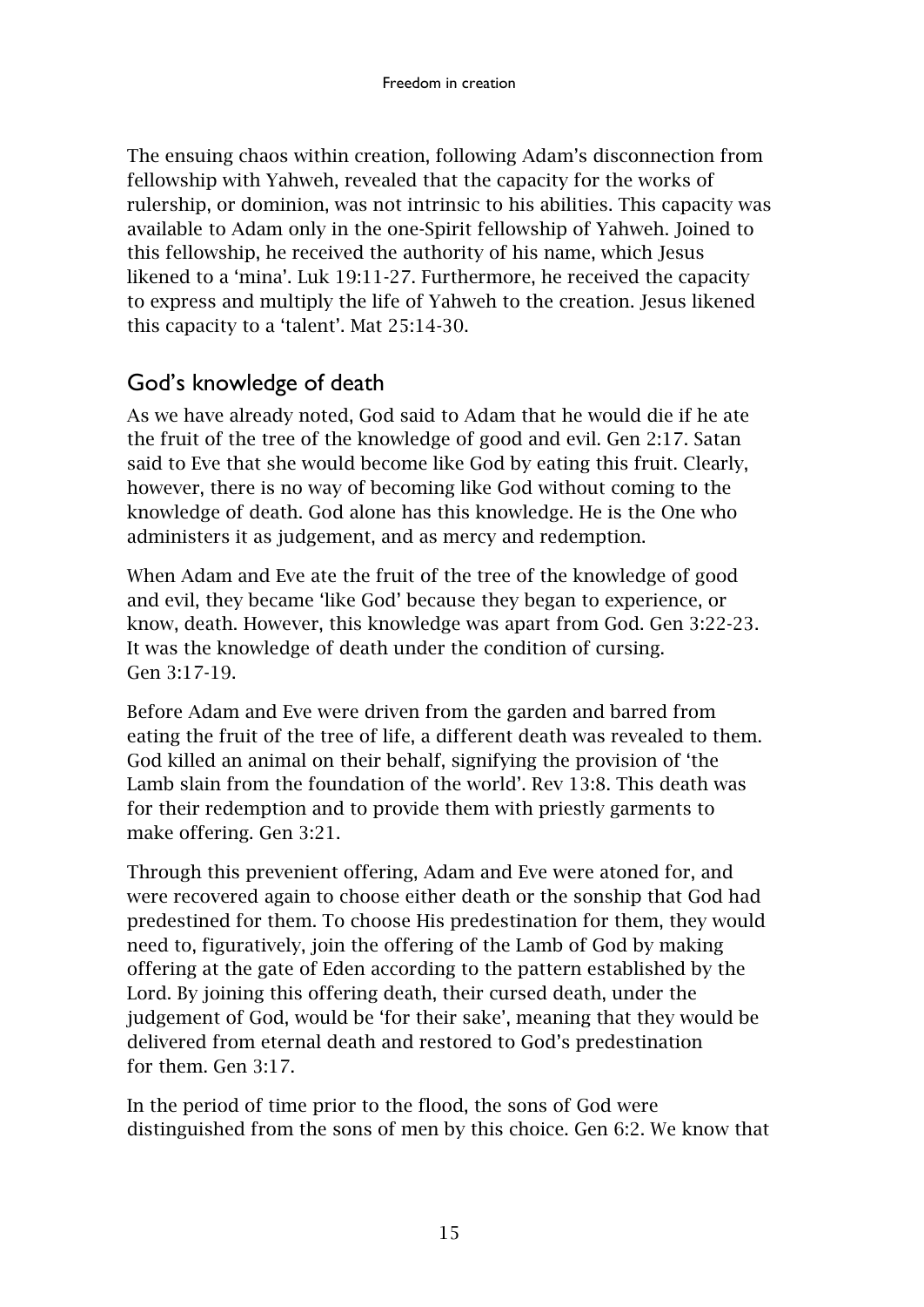The ensuing chaos within creation, following Adam's disconnection from fellowship with Yahweh, revealed that the capacity for the works of rulership, or dominion, was not intrinsic to his abilities. This capacity was available to Adam only in the one-Spirit fellowship of Yahweh. Joined to this fellowship, he received the authority of his name, which Jesus likened to a 'mina'. Luk 19:11-27. Furthermore, he received the capacity to express and multiply the life of Yahweh to the creation. Jesus likened this capacity to a 'talent'. Mat 25:14-30.

## God's knowledge of death

As we have already noted, God said to Adam that he would die if he ate the fruit of the tree of the knowledge of good and evil. Gen 2:17. Satan said to Eve that she would become like God by eating this fruit. Clearly, however, there is no way of becoming like God without coming to the knowledge of death. God alone has this knowledge. He is the One who administers it as judgement, and as mercy and redemption.

When Adam and Eve ate the fruit of the tree of the knowledge of good and evil, they became 'like God' because they began to experience, or know, death. However, this knowledge was apart from God. Gen 3:22-23. It was the knowledge of death under the condition of cursing. Gen 3:17-19.

Before Adam and Eve were driven from the garden and barred from eating the fruit of the tree of life, a different death was revealed to them. God killed an animal on their behalf, signifying the provision of 'the Lamb slain from the foundation of the world'. Rev 13:8. This death was for their redemption and to provide them with priestly garments to make offering. Gen 3:21.

Through this prevenient offering, Adam and Eve were atoned for, and were recovered again to choose either death or the sonship that God had predestined for them. To choose His predestination for them, they would need to, figuratively, join the offering of the Lamb of God by making offering at the gate of Eden according to the pattern established by the Lord. By joining this offering death, their cursed death, under the judgement of God, would be 'for their sake', meaning that they would be delivered from eternal death and restored to God's predestination for them. Gen 3:17.

In the period of time prior to the flood, the sons of God were distinguished from the sons of men by this choice. Gen 6:2. We know that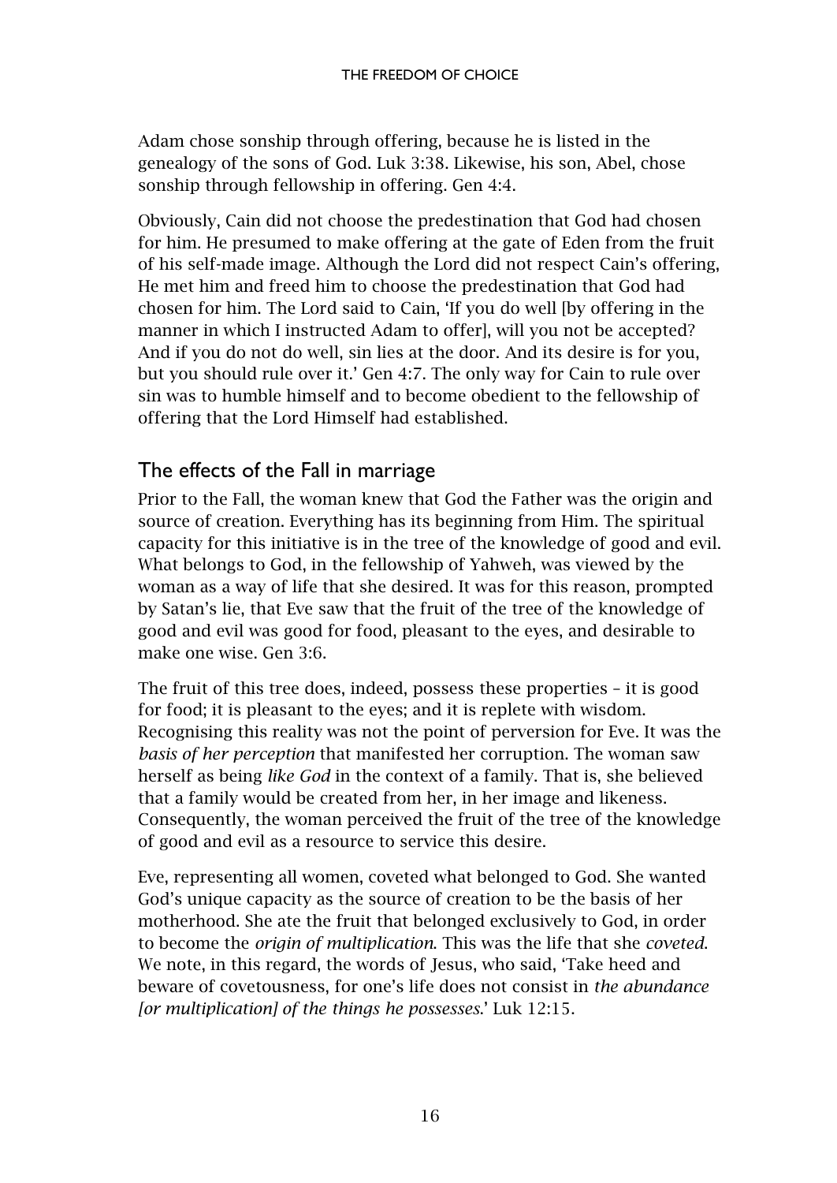Adam chose sonship through offering, because he is listed in the genealogy of the sons of God. Luk 3:38. Likewise, his son, Abel, chose sonship through fellowship in offering. Gen 4:4.

Obviously, Cain did not choose the predestination that God had chosen for him. He presumed to make offering at the gate of Eden from the fruit of his self-made image. Although the Lord did not respect Cain's offering, He met him and freed him to choose the predestination that God had chosen for him. The Lord said to Cain, 'If you do well [by offering in the manner in which I instructed Adam to offer], will you not be accepted? And if you do not do well, sin lies at the door. And its desire is for you, but you should rule over it.' Gen 4:7. The only way for Cain to rule over sin was to humble himself and to become obedient to the fellowship of offering that the Lord Himself had established.

## The effects of the Fall in marriage

Prior to the Fall, the woman knew that God the Father was the origin and source of creation. Everything has its beginning from Him. The spiritual capacity for this initiative is in the tree of the knowledge of good and evil. What belongs to God, in the fellowship of Yahweh, was viewed by the woman as a way of life that she desired. It was for this reason, prompted by Satan's lie, that Eve saw that the fruit of the tree of the knowledge of good and evil was good for food, pleasant to the eyes, and desirable to make one wise. Gen 3:6.

The fruit of this tree does, indeed, possess these properties – it is good for food; it is pleasant to the eyes; and it is replete with wisdom. Recognising this reality was not the point of perversion for Eve. It was the *basis of her perception* that manifested her corruption. The woman saw herself as being *like God* in the context of a family. That is, she believed that a family would be created from her, in her image and likeness. Consequently, the woman perceived the fruit of the tree of the knowledge of good and evil as a resource to service this desire.

Eve, representing all women, coveted what belonged to God. She wanted God's unique capacity as the source of creation to be the basis of her motherhood. She ate the fruit that belonged exclusively to God, in order to become the *origin of multiplication*. This was the life that she *coveted*. We note, in this regard, the words of Jesus, who said, 'Take heed and beware of covetousness, for one's life does not consist in *the abundance [or multiplication] of the things he possesses*.' Luk 12:15.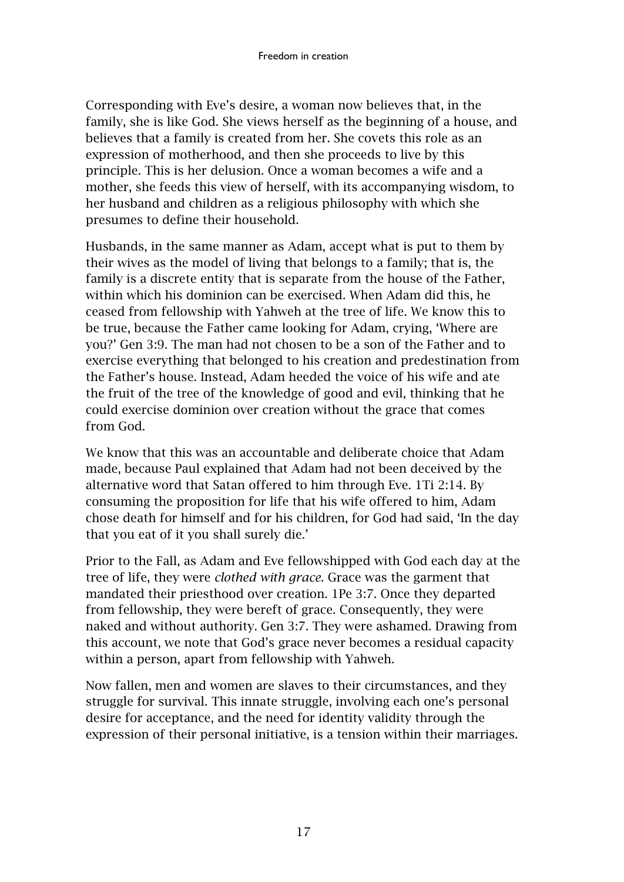Corresponding with Eve's desire, a woman now believes that, in the family, she is like God. She views herself as the beginning of a house, and believes that a family is created from her. She covets this role as an expression of motherhood, and then she proceeds to live by this principle. This is her delusion. Once a woman becomes a wife and a mother, she feeds this view of herself, with its accompanying wisdom, to her husband and children as a religious philosophy with which she presumes to define their household.

Husbands, in the same manner as Adam, accept what is put to them by their wives as the model of living that belongs to a family; that is, the family is a discrete entity that is separate from the house of the Father, within which his dominion can be exercised. When Adam did this, he ceased from fellowship with Yahweh at the tree of life. We know this to be true, because the Father came looking for Adam, crying, 'Where are you?' Gen 3:9. The man had not chosen to be a son of the Father and to exercise everything that belonged to his creation and predestination from the Father's house. Instead, Adam heeded the voice of his wife and ate the fruit of the tree of the knowledge of good and evil, thinking that he could exercise dominion over creation without the grace that comes from God.

We know that this was an accountable and deliberate choice that Adam made, because Paul explained that Adam had not been deceived by the alternative word that Satan offered to him through Eve. 1Ti 2:14. By consuming the proposition for life that his wife offered to him, Adam chose death for himself and for his children, for God had said, 'In the day that you eat of it you shall surely die.'

Prior to the Fall, as Adam and Eve fellowshipped with God each day at the tree of life, they were *clothed with grace*. Grace was the garment that mandated their priesthood over creation. 1Pe 3:7. Once they departed from fellowship, they were bereft of grace. Consequently, they were naked and without authority. Gen 3:7. They were ashamed. Drawing from this account, we note that God's grace never becomes a residual capacity within a person, apart from fellowship with Yahweh.

Now fallen, men and women are slaves to their circumstances, and they struggle for survival. This innate struggle, involving each one's personal desire for acceptance, and the need for identity validity through the expression of their personal initiative, is a tension within their marriages.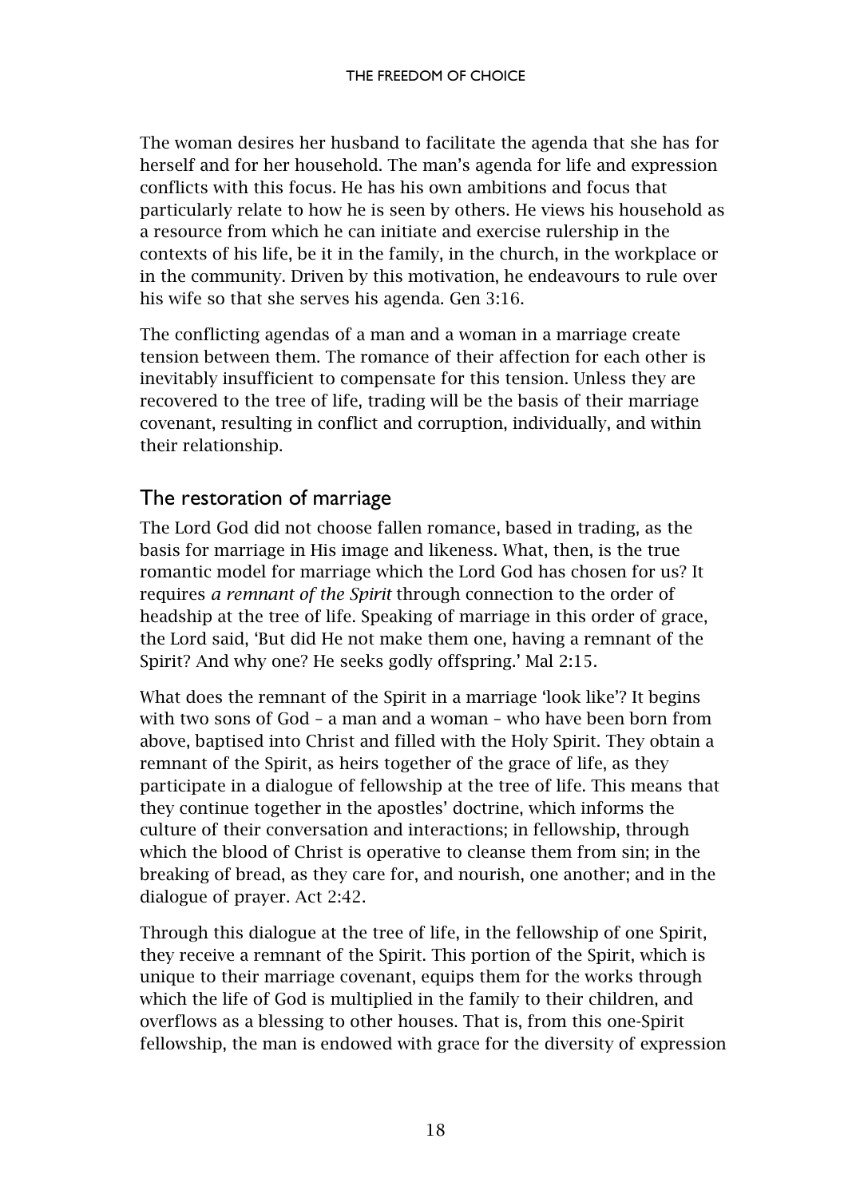The woman desires her husband to facilitate the agenda that she has for herself and for her household. The man's agenda for life and expression conflicts with this focus. He has his own ambitions and focus that particularly relate to how he is seen by others. He views his household as a resource from which he can initiate and exercise rulership in the contexts of his life, be it in the family, in the church, in the workplace or in the community. Driven by this motivation, he endeavours to rule over his wife so that she serves his agenda. Gen 3:16.

The conflicting agendas of a man and a woman in a marriage create tension between them. The romance of their affection for each other is inevitably insufficient to compensate for this tension. Unless they are recovered to the tree of life, trading will be the basis of their marriage covenant, resulting in conflict and corruption, individually, and within their relationship.

## The restoration of marriage

The Lord God did not choose fallen romance, based in trading, as the basis for marriage in His image and likeness. What, then, is the true romantic model for marriage which the Lord God has chosen for us? It requires *a remnant of the Spirit* through connection to the order of headship at the tree of life. Speaking of marriage in this order of grace, the Lord said, 'But did He not make them one, having a remnant of the Spirit? And why one? He seeks godly offspring.' Mal 2:15.

What does the remnant of the Spirit in a marriage 'look like'? It begins with two sons of God – a man and a woman – who have been born from above, baptised into Christ and filled with the Holy Spirit. They obtain a remnant of the Spirit, as heirs together of the grace of life, as they participate in a dialogue of fellowship at the tree of life. This means that they continue together in the apostles' doctrine, which informs the culture of their conversation and interactions; in fellowship, through which the blood of Christ is operative to cleanse them from sin; in the breaking of bread, as they care for, and nourish, one another; and in the dialogue of prayer. Act 2:42.

Through this dialogue at the tree of life, in the fellowship of one Spirit, they receive a remnant of the Spirit. This portion of the Spirit, which is unique to their marriage covenant, equips them for the works through which the life of God is multiplied in the family to their children, and overflows as a blessing to other houses. That is, from this one-Spirit fellowship, the man is endowed with grace for the diversity of expression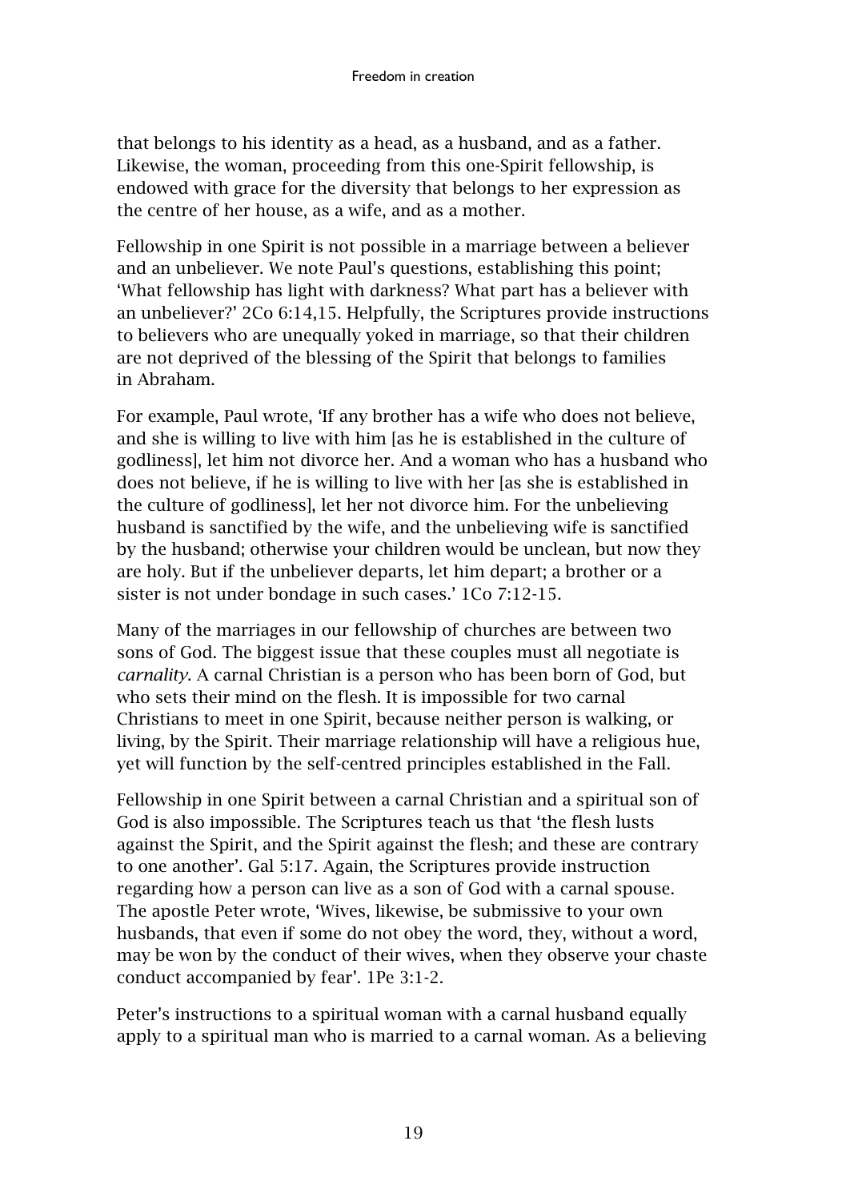that belongs to his identity as a head, as a husband, and as a father. Likewise, the woman, proceeding from this one-Spirit fellowship, is endowed with grace for the diversity that belongs to her expression as the centre of her house, as a wife, and as a mother.

Fellowship in one Spirit is not possible in a marriage between a believer and an unbeliever. We note Paul's questions, establishing this point; 'What fellowship has light with darkness? What part has a believer with an unbeliever?' 2Co 6:14,15. Helpfully, the Scriptures provide instructions to believers who are unequally yoked in marriage, so that their children are not deprived of the blessing of the Spirit that belongs to families in Abraham.

For example, Paul wrote, 'If any brother has a wife who does not believe, and she is willing to live with him [as he is established in the culture of godliness], let him not divorce her. And a woman who has a husband who does not believe, if he is willing to live with her [as she is established in the culture of godliness], let her not divorce him. For the unbelieving husband is sanctified by the wife, and the unbelieving wife is sanctified by the husband; otherwise your children would be unclean, but now they are holy. But if the unbeliever departs, let him depart; a brother or a sister is not under bondage in such cases.' 1Co 7:12-15.

Many of the marriages in our fellowship of churches are between two sons of God. The biggest issue that these couples must all negotiate is *carnality*. A carnal Christian is a person who has been born of God, but who sets their mind on the flesh. It is impossible for two carnal Christians to meet in one Spirit, because neither person is walking, or living, by the Spirit. Their marriage relationship will have a religious hue, yet will function by the self-centred principles established in the Fall.

Fellowship in one Spirit between a carnal Christian and a spiritual son of God is also impossible. The Scriptures teach us that 'the flesh lusts against the Spirit, and the Spirit against the flesh; and these are contrary to one another'. Gal 5:17. Again, the Scriptures provide instruction regarding how a person can live as a son of God with a carnal spouse. The apostle Peter wrote, 'Wives, likewise, be submissive to your own husbands, that even if some do not obey the word, they, without a word, may be won by the conduct of their wives, when they observe your chaste conduct accompanied by fear'. 1Pe 3:1-2.

Peter's instructions to a spiritual woman with a carnal husband equally apply to a spiritual man who is married to a carnal woman. As a believing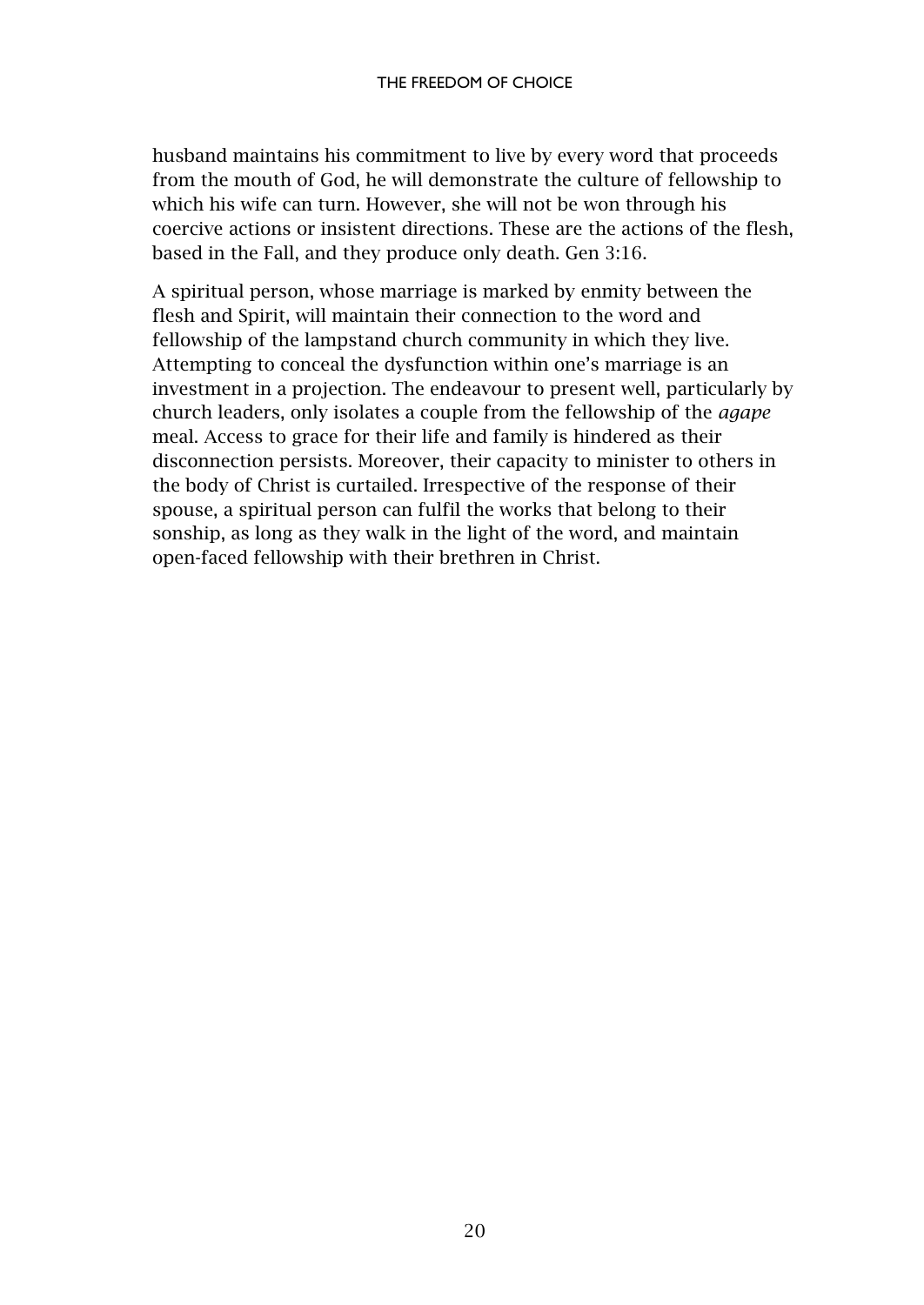husband maintains his commitment to live by every word that proceeds from the mouth of God, he will demonstrate the culture of fellowship to which his wife can turn. However, she will not be won through his coercive actions or insistent directions. These are the actions of the flesh, based in the Fall, and they produce only death. Gen 3:16.

A spiritual person, whose marriage is marked by enmity between the flesh and Spirit, will maintain their connection to the word and fellowship of the lampstand church community in which they live. Attempting to conceal the dysfunction within one's marriage is an investment in a projection. The endeavour to present well, particularly by church leaders, only isolates a couple from the fellowship of the *agape* meal. Access to grace for their life and family is hindered as their disconnection persists. Moreover, their capacity to minister to others in the body of Christ is curtailed. Irrespective of the response of their spouse, a spiritual person can fulfil the works that belong to their sonship, as long as they walk in the light of the word, and maintain open-faced fellowship with their brethren in Christ.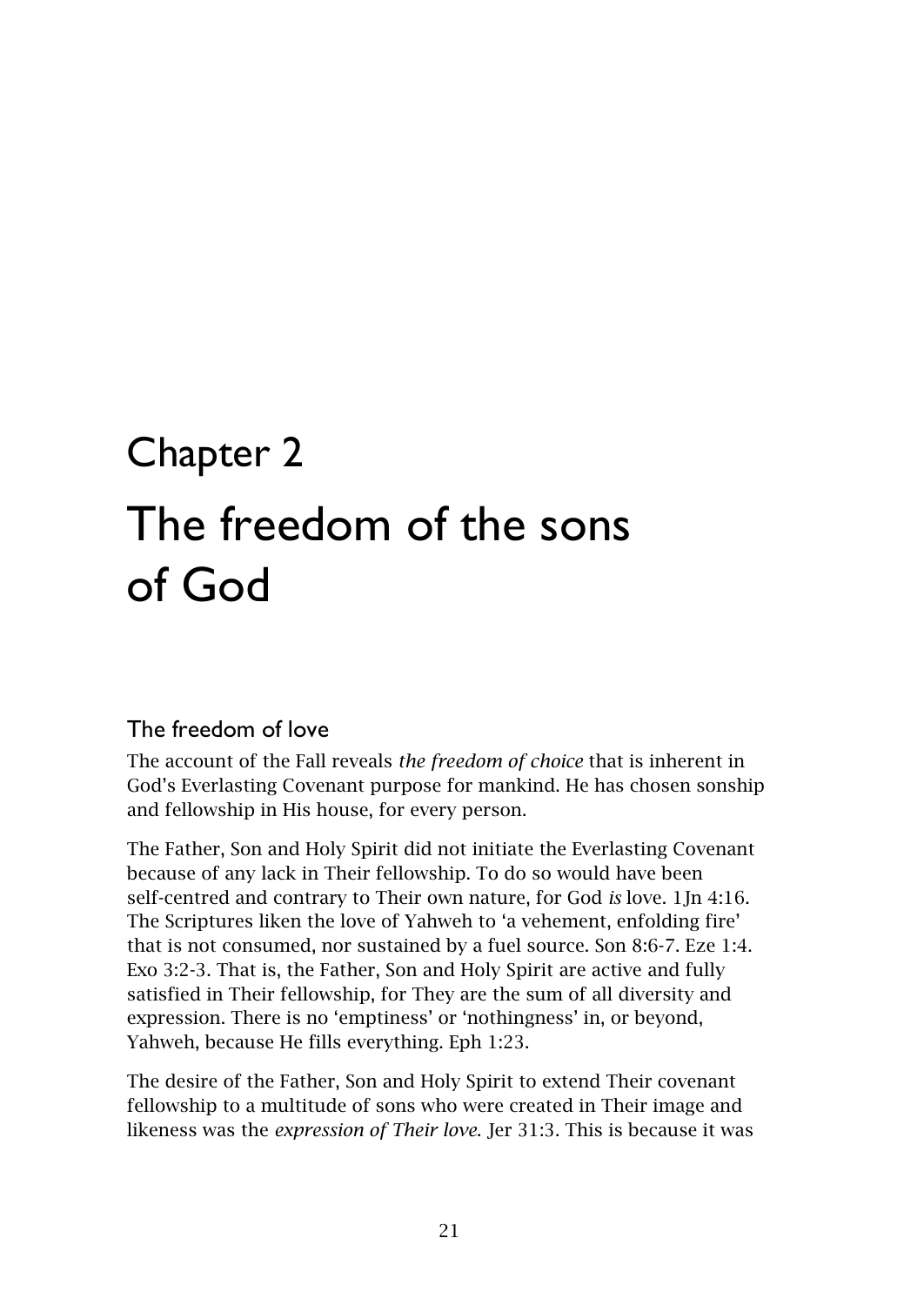# Chapter 2

# The freedom of the sons of God

## The freedom of love

The account of the Fall reveals *the freedom of choice* that is inherent in God's Everlasting Covenant purpose for mankind. He has chosen sonship and fellowship in His house, for every person.

The Father, Son and Holy Spirit did not initiate the Everlasting Covenant because of any lack in Their fellowship. To do so would have been self-centred and contrary to Their own nature, for God *is* love. 1Jn 4:16. The Scriptures liken the love of Yahweh to 'a vehement, enfolding fire' that is not consumed, nor sustained by a fuel source. Son 8:6-7. Eze 1:4. Exo 3:2-3. That is, the Father, Son and Holy Spirit are active and fully satisfied in Their fellowship, for They are the sum of all diversity and expression. There is no 'emptiness' or 'nothingness' in, or beyond, Yahweh, because He fills everything. Eph 1:23.

The desire of the Father, Son and Holy Spirit to extend Their covenant fellowship to a multitude of sons who were created in Their image and likeness was the *expression of Their love.* Jer 31:3. This is because it was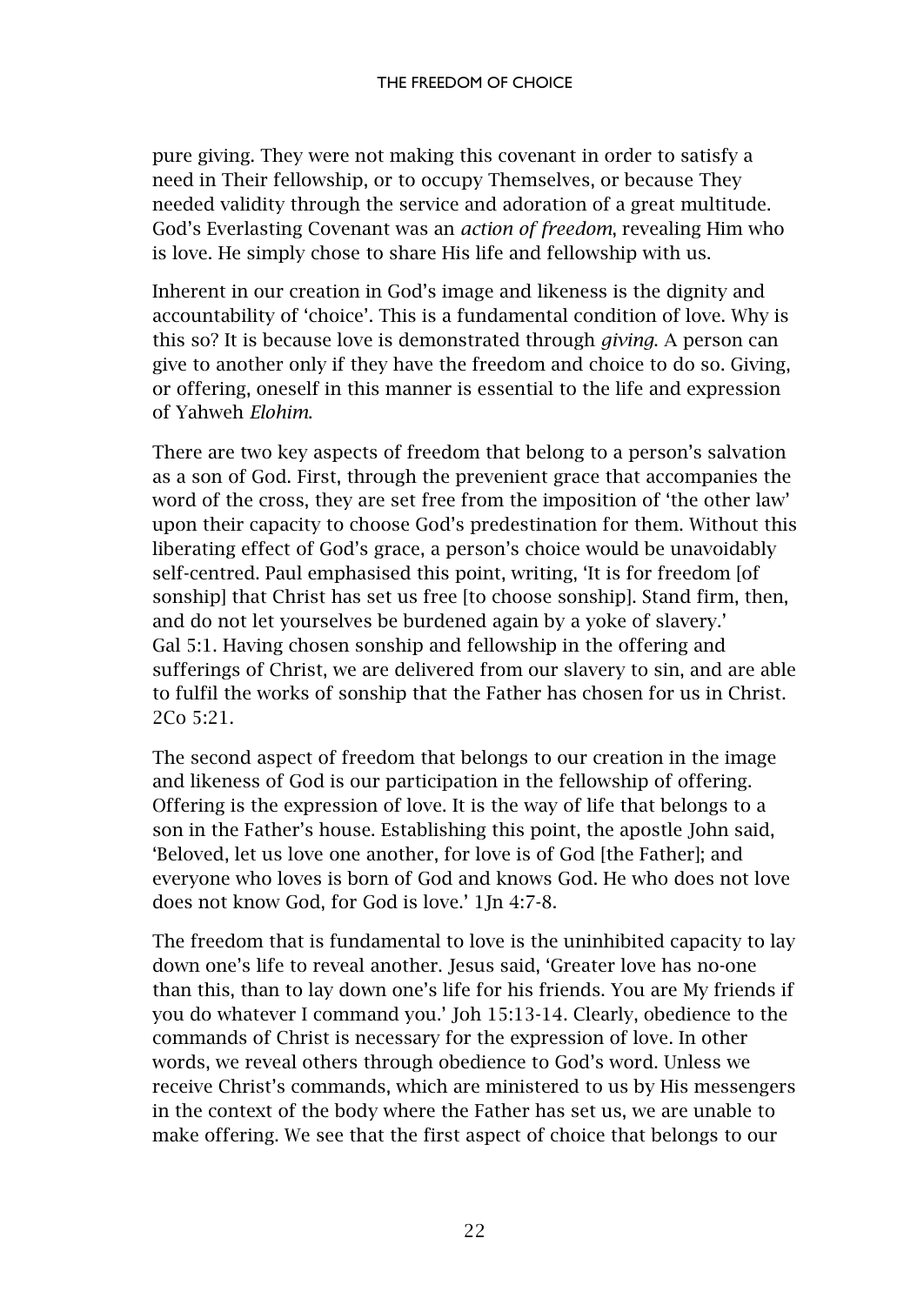pure giving. They were not making this covenant in order to satisfy a need in Their fellowship, or to occupy Themselves, or because They needed validity through the service and adoration of a great multitude. God's Everlasting Covenant was an *action of freedom*, revealing Him who is love. He simply chose to share His life and fellowship with us.

Inherent in our creation in God's image and likeness is the dignity and accountability of 'choice'. This is a fundamental condition of love. Why is this so? It is because love is demonstrated through *giving*. A person can give to another only if they have the freedom and choice to do so. Giving, or offering, oneself in this manner is essential to the life and expression of Yahweh *Elohim*.

There are two key aspects of freedom that belong to a person's salvation as a son of God. First, through the prevenient grace that accompanies the word of the cross, they are set free from the imposition of 'the other law' upon their capacity to choose God's predestination for them. Without this liberating effect of God's grace, a person's choice would be unavoidably self-centred. Paul emphasised this point, writing, 'It is for freedom [of sonship] that Christ has set us free [to choose sonship]. Stand firm, then, and do not let yourselves be burdened again by a yoke of slavery.' Gal 5:1. Having chosen sonship and fellowship in the offering and sufferings of Christ, we are delivered from our slavery to sin, and are able to fulfil the works of sonship that the Father has chosen for us in Christ. 2Co 5:21.

The second aspect of freedom that belongs to our creation in the image and likeness of God is our participation in the fellowship of offering. Offering is the expression of love. It is the way of life that belongs to a son in the Father's house. Establishing this point, the apostle John said, 'Beloved, let us love one another, for love is of God [the Father]; and everyone who loves is born of God and knows God. He who does not love does not know God, for God is love.' 1Jn 4:7-8.

The freedom that is fundamental to love is the uninhibited capacity to lay down one's life to reveal another. Jesus said, 'Greater love has no-one than this, than to lay down one's life for his friends. You are My friends if you do whatever I command you.' Joh 15:13-14. Clearly, obedience to the commands of Christ is necessary for the expression of love. In other words, we reveal others through obedience to God's word. Unless we receive Christ's commands, which are ministered to us by His messengers in the context of the body where the Father has set us, we are unable to make offering. We see that the first aspect of choice that belongs to our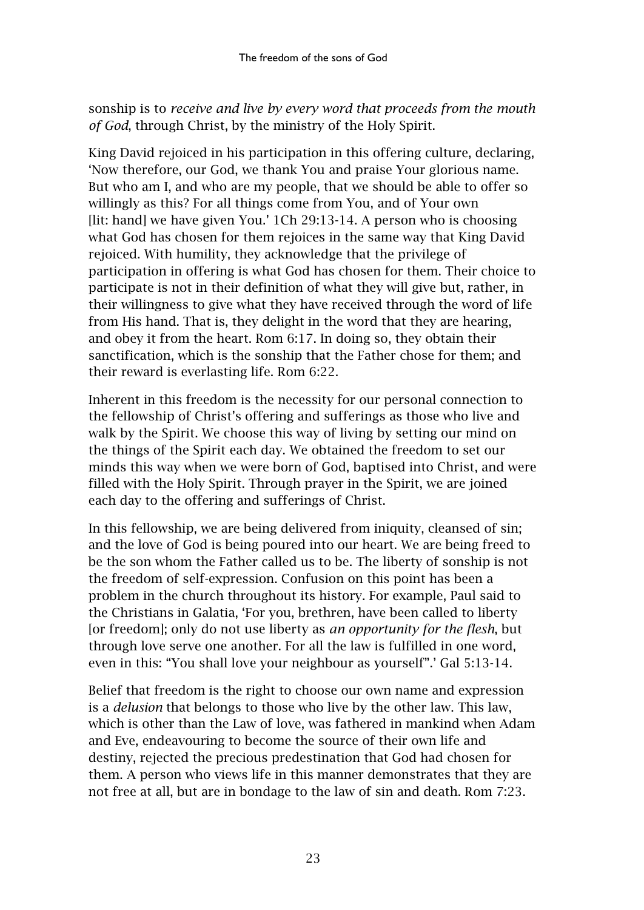sonship is to *receive and live by every word that proceeds from the mouth of God*, through Christ, by the ministry of the Holy Spirit.

King David rejoiced in his participation in this offering culture, declaring, 'Now therefore, our God, we thank You and praise Your glorious name. But who am I, and who are my people, that we should be able to offer so willingly as this? For all things come from You, and of Your own [lit: hand] we have given You.' 1Ch 29:13-14. A person who is choosing what God has chosen for them rejoices in the same way that King David rejoiced. With humility, they acknowledge that the privilege of participation in offering is what God has chosen for them. Their choice to participate is not in their definition of what they will give but, rather, in their willingness to give what they have received through the word of life from His hand. That is, they delight in the word that they are hearing, and obey it from the heart. Rom 6:17. In doing so, they obtain their sanctification, which is the sonship that the Father chose for them; and their reward is everlasting life. Rom 6:22.

Inherent in this freedom is the necessity for our personal connection to the fellowship of Christ's offering and sufferings as those who live and walk by the Spirit. We choose this way of living by setting our mind on the things of the Spirit each day. We obtained the freedom to set our minds this way when we were born of God, baptised into Christ, and were filled with the Holy Spirit. Through prayer in the Spirit, we are joined each day to the offering and sufferings of Christ.

In this fellowship, we are being delivered from iniquity, cleansed of sin; and the love of God is being poured into our heart. We are being freed to be the son whom the Father called us to be. The liberty of sonship is not the freedom of self-expression. Confusion on this point has been a problem in the church throughout its history. For example, Paul said to the Christians in Galatia, 'For you, brethren, have been called to liberty [or freedom]; only do not use liberty as *an opportunity for the flesh*, but through love serve one another. For all the law is fulfilled in one word, even in this: "You shall love your neighbour as yourself".' Gal 5:13-14.

Belief that freedom is the right to choose our own name and expression is a *delusion* that belongs to those who live by the other law. This law, which is other than the Law of love, was fathered in mankind when Adam and Eve, endeavouring to become the source of their own life and destiny, rejected the precious predestination that God had chosen for them. A person who views life in this manner demonstrates that they are not free at all, but are in bondage to the law of sin and death. Rom 7:23.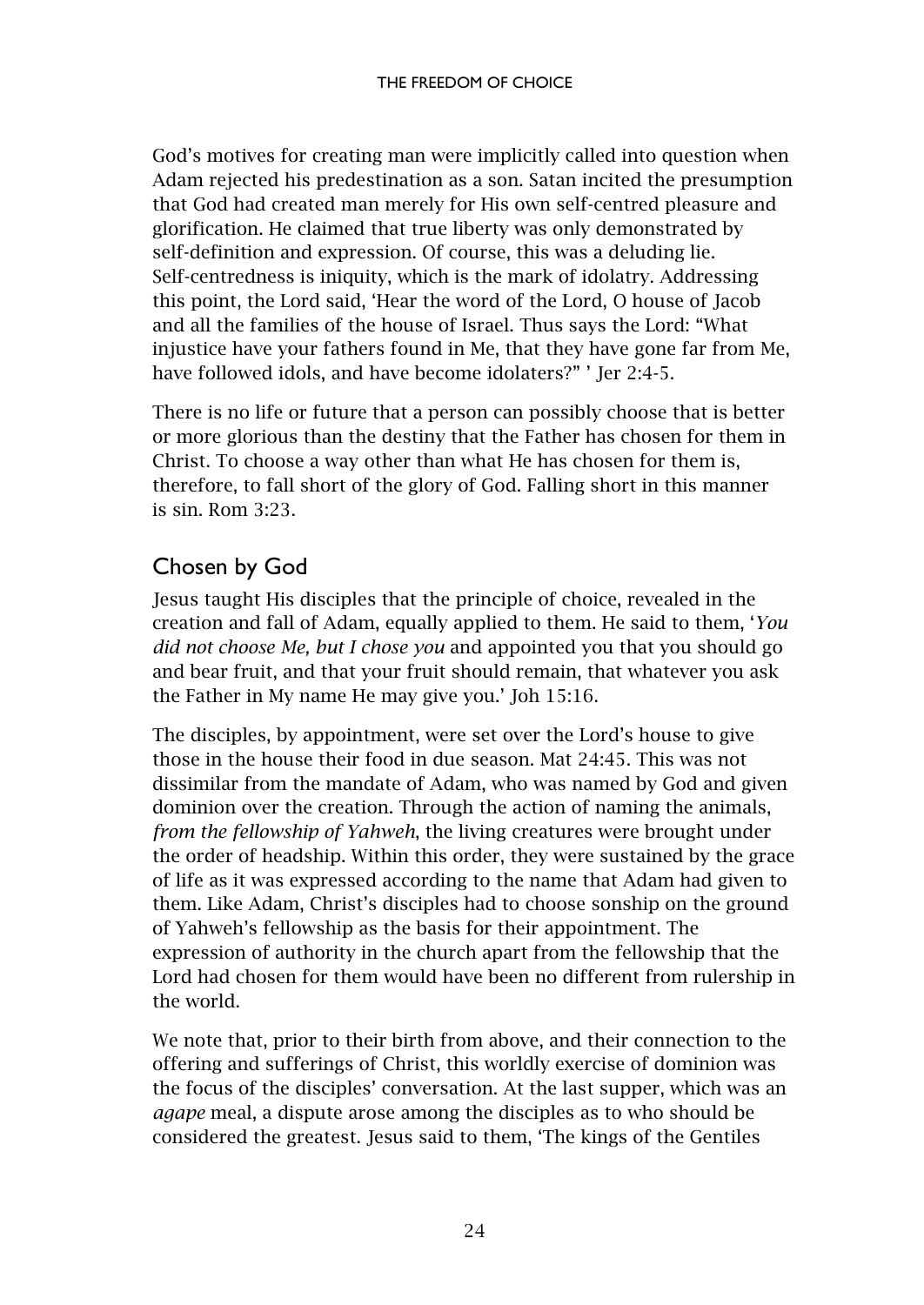God's motives for creating man were implicitly called into question when Adam rejected his predestination as a son. Satan incited the presumption that God had created man merely for His own self-centred pleasure and glorification. He claimed that true liberty was only demonstrated by self-definition and expression. Of course, this was a deluding lie. Self-centredness is iniquity, which is the mark of idolatry. Addressing this point, the Lord said, 'Hear the word of the Lord, O house of Jacob and all the families of the house of Israel. Thus says the Lord: "What injustice have your fathers found in Me, that they have gone far from Me, have followed idols, and have become idolaters?" ' Jer 2:4-5.

There is no life or future that a person can possibly choose that is better or more glorious than the destiny that the Father has chosen for them in Christ. To choose a way other than what He has chosen for them is, therefore, to fall short of the glory of God. Falling short in this manner is sin. Rom 3:23.

## Chosen by God

Jesus taught His disciples that the principle of choice, revealed in the creation and fall of Adam, equally applied to them. He said to them, '*You did not choose Me, but I chose you* and appointed you that you should go and bear fruit, and that your fruit should remain, that whatever you ask the Father in My name He may give you.' Joh 15:16.

The disciples, by appointment, were set over the Lord's house to give those in the house their food in due season. Mat 24:45. This was not dissimilar from the mandate of Adam, who was named by God and given dominion over the creation. Through the action of naming the animals, *from the fellowship of Yahweh*, the living creatures were brought under the order of headship. Within this order, they were sustained by the grace of life as it was expressed according to the name that Adam had given to them. Like Adam, Christ's disciples had to choose sonship on the ground of Yahweh's fellowship as the basis for their appointment. The expression of authority in the church apart from the fellowship that the Lord had chosen for them would have been no different from rulership in the world.

We note that, prior to their birth from above, and their connection to the offering and sufferings of Christ, this worldly exercise of dominion was the focus of the disciples' conversation. At the last supper, which was an *agape* meal, a dispute arose among the disciples as to who should be considered the greatest. Jesus said to them, 'The kings of the Gentiles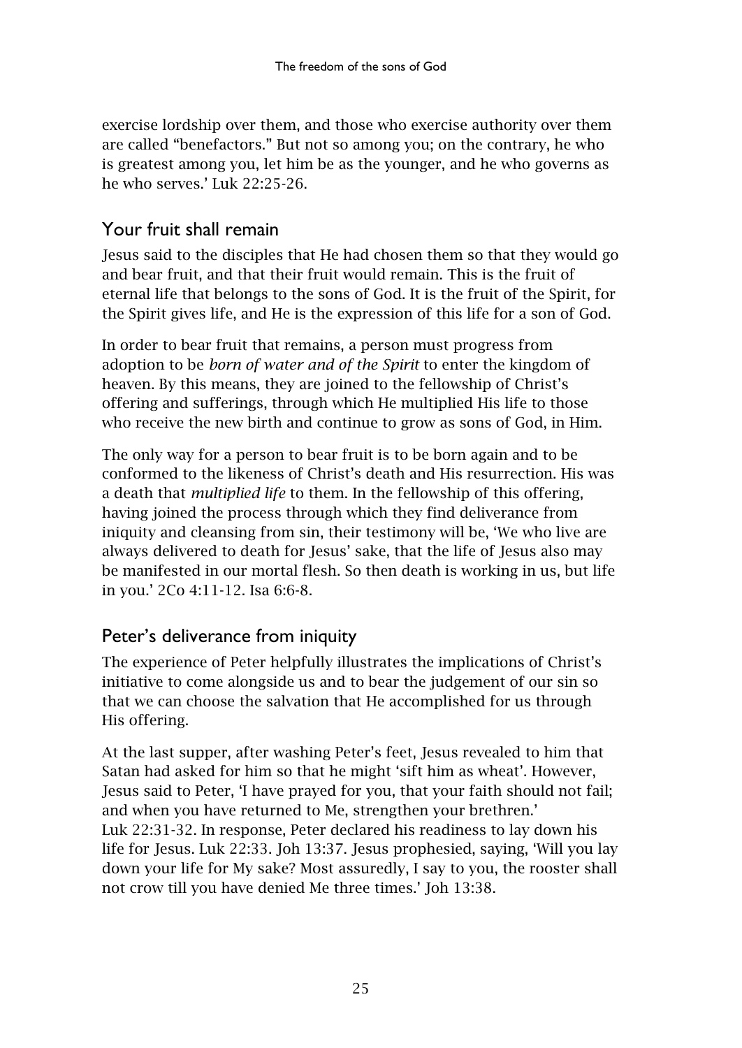exercise lordship over them, and those who exercise authority over them are called "benefactors." But not so among you; on the contrary, he who is greatest among you, let him be as the younger, and he who governs as he who serves.' Luk 22:25-26.

## Your fruit shall remain

Jesus said to the disciples that He had chosen them so that they would go and bear fruit, and that their fruit would remain. This is the fruit of eternal life that belongs to the sons of God. It is the fruit of the Spirit, for the Spirit gives life, and He is the expression of this life for a son of God.

In order to bear fruit that remains, a person must progress from adoption to be *born of water and of the Spirit* to enter the kingdom of heaven. By this means, they are joined to the fellowship of Christ's offering and sufferings, through which He multiplied His life to those who receive the new birth and continue to grow as sons of God, in Him.

The only way for a person to bear fruit is to be born again and to be conformed to the likeness of Christ's death and His resurrection. His was a death that *multiplied life* to them. In the fellowship of this offering, having joined the process through which they find deliverance from iniquity and cleansing from sin, their testimony will be, 'We who live are always delivered to death for Jesus' sake, that the life of Jesus also may be manifested in our mortal flesh. So then death is working in us, but life in you.' 2Co 4:11-12. Isa 6:6-8.

## Peter's deliverance from iniquity

The experience of Peter helpfully illustrates the implications of Christ's initiative to come alongside us and to bear the judgement of our sin so that we can choose the salvation that He accomplished for us through His offering.

At the last supper, after washing Peter's feet, Jesus revealed to him that Satan had asked for him so that he might 'sift him as wheat'. However, Jesus said to Peter, 'I have prayed for you, that your faith should not fail; and when you have returned to Me, strengthen your brethren.' Luk 22:31-32. In response, Peter declared his readiness to lay down his life for Jesus. Luk 22:33. Joh 13:37. Jesus prophesied, saying, 'Will you lay down your life for My sake? Most assuredly, I say to you, the rooster shall not crow till you have denied Me three times.' Joh 13:38.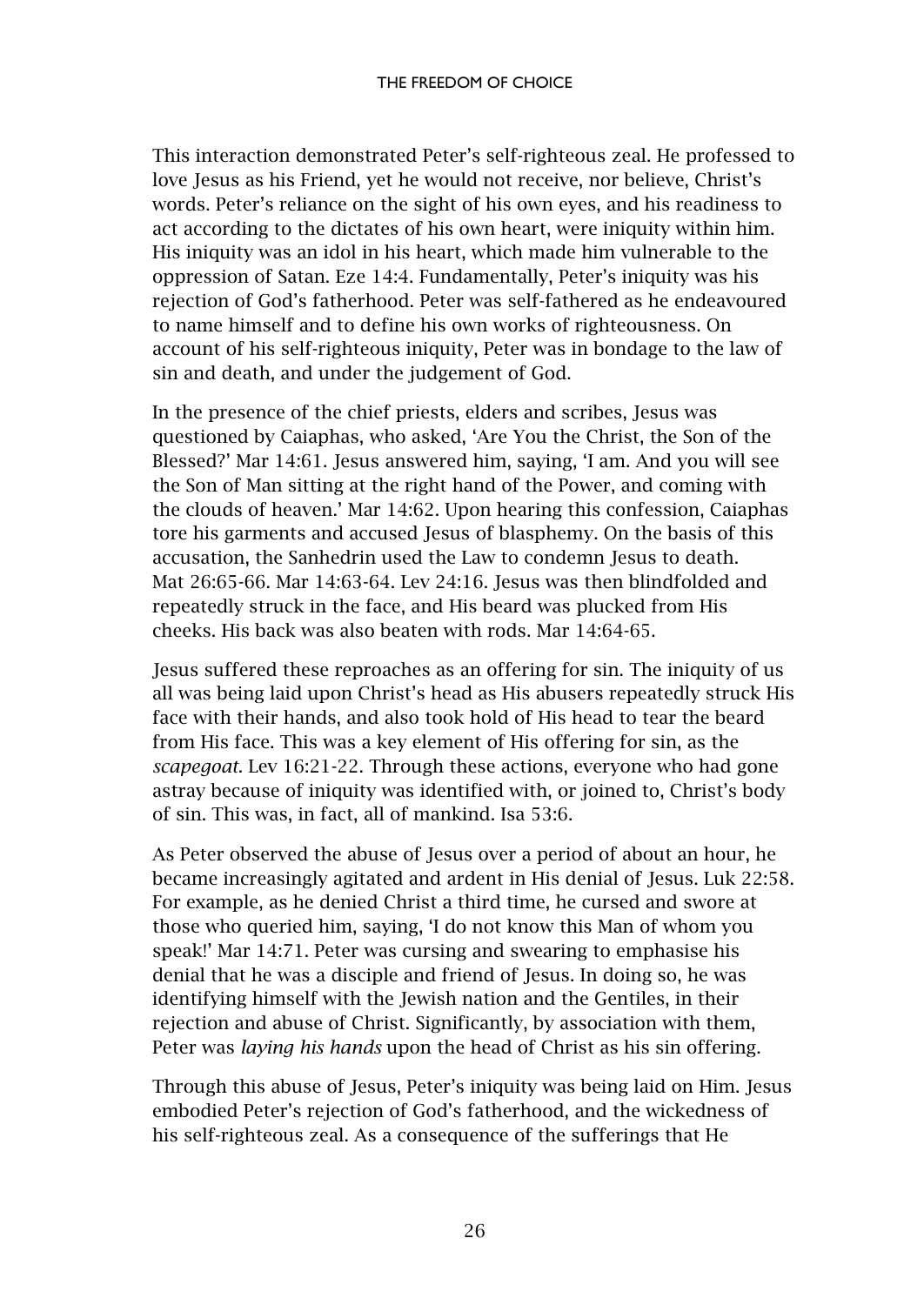This interaction demonstrated Peter's self-righteous zeal. He professed to love Jesus as his Friend, yet he would not receive, nor believe, Christ's words. Peter's reliance on the sight of his own eyes, and his readiness to act according to the dictates of his own heart, were iniquity within him. His iniquity was an idol in his heart, which made him vulnerable to the oppression of Satan. Eze 14:4. Fundamentally, Peter's iniquity was his rejection of God's fatherhood. Peter was self-fathered as he endeavoured to name himself and to define his own works of righteousness. On account of his self-righteous iniquity, Peter was in bondage to the law of sin and death, and under the judgement of God.

In the presence of the chief priests, elders and scribes, Jesus was questioned by Caiaphas, who asked, 'Are You the Christ, the Son of the Blessed?' Mar 14:61. Jesus answered him, saying, 'I am. And you will see the Son of Man sitting at the right hand of the Power, and coming with the clouds of heaven.' Mar 14:62. Upon hearing this confession, Caiaphas tore his garments and accused Jesus of blasphemy. On the basis of this accusation, the Sanhedrin used the Law to condemn Jesus to death. Mat 26:65-66. Mar 14:63-64. Lev 24:16. Jesus was then blindfolded and repeatedly struck in the face, and His beard was plucked from His cheeks. His back was also beaten with rods. Mar 14:64-65.

Jesus suffered these reproaches as an offering for sin. The iniquity of us all was being laid upon Christ's head as His abusers repeatedly struck His face with their hands, and also took hold of His head to tear the beard from His face. This was a key element of His offering for sin, as the *scapegoat*. Lev 16:21-22. Through these actions, everyone who had gone astray because of iniquity was identified with, or joined to, Christ's body of sin. This was, in fact, all of mankind. Isa 53:6.

As Peter observed the abuse of Jesus over a period of about an hour, he became increasingly agitated and ardent in His denial of Jesus. Luk 22:58. For example, as he denied Christ a third time, he cursed and swore at those who queried him, saying, 'I do not know this Man of whom you speak!' Mar 14:71. Peter was cursing and swearing to emphasise his denial that he was a disciple and friend of Jesus. In doing so, he was identifying himself with the Jewish nation and the Gentiles, in their rejection and abuse of Christ. Significantly, by association with them, Peter was *laying his hands* upon the head of Christ as his sin offering.

Through this abuse of Jesus, Peter's iniquity was being laid on Him. Jesus embodied Peter's rejection of God's fatherhood, and the wickedness of his self-righteous zeal. As a consequence of the sufferings that He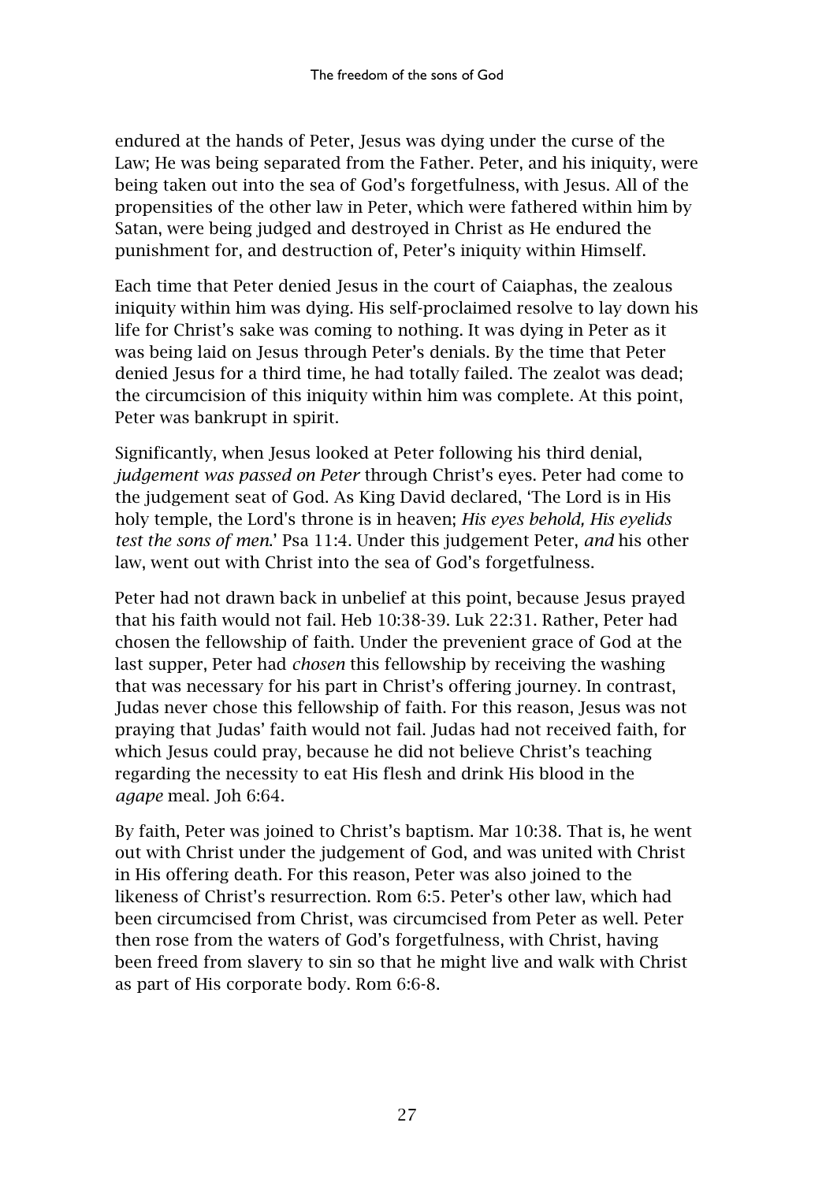endured at the hands of Peter, Jesus was dying under the curse of the Law; He was being separated from the Father. Peter, and his iniquity, were being taken out into the sea of God's forgetfulness, with Jesus. All of the propensities of the other law in Peter, which were fathered within him by Satan, were being judged and destroyed in Christ as He endured the punishment for, and destruction of, Peter's iniquity within Himself.

Each time that Peter denied Jesus in the court of Caiaphas, the zealous iniquity within him was dying. His self-proclaimed resolve to lay down his life for Christ's sake was coming to nothing. It was dying in Peter as it was being laid on Jesus through Peter's denials. By the time that Peter denied Jesus for a third time, he had totally failed. The zealot was dead; the circumcision of this iniquity within him was complete. At this point, Peter was bankrupt in spirit.

Significantly, when Jesus looked at Peter following his third denial, *judgement was passed on Peter* through Christ's eyes. Peter had come to the judgement seat of God. As King David declared, 'The Lord is in His holy temple, the Lord's throne is in heaven; *His eyes behold, His eyelids test the sons of men*.' Psa 11:4. Under this judgement Peter, *and* his other law, went out with Christ into the sea of God's forgetfulness.

Peter had not drawn back in unbelief at this point, because Jesus prayed that his faith would not fail. Heb 10:38-39. Luk 22:31. Rather, Peter had chosen the fellowship of faith. Under the prevenient grace of God at the last supper, Peter had *chosen* this fellowship by receiving the washing that was necessary for his part in Christ's offering journey. In contrast, Judas never chose this fellowship of faith. For this reason, Jesus was not praying that Judas' faith would not fail. Judas had not received faith, for which Jesus could pray, because he did not believe Christ's teaching regarding the necessity to eat His flesh and drink His blood in the *agape* meal. Joh 6:64.

By faith, Peter was joined to Christ's baptism. Mar 10:38. That is, he went out with Christ under the judgement of God, and was united with Christ in His offering death. For this reason, Peter was also joined to the likeness of Christ's resurrection. Rom 6:5. Peter's other law, which had been circumcised from Christ, was circumcised from Peter as well. Peter then rose from the waters of God's forgetfulness, with Christ, having been freed from slavery to sin so that he might live and walk with Christ as part of His corporate body. Rom 6:6-8.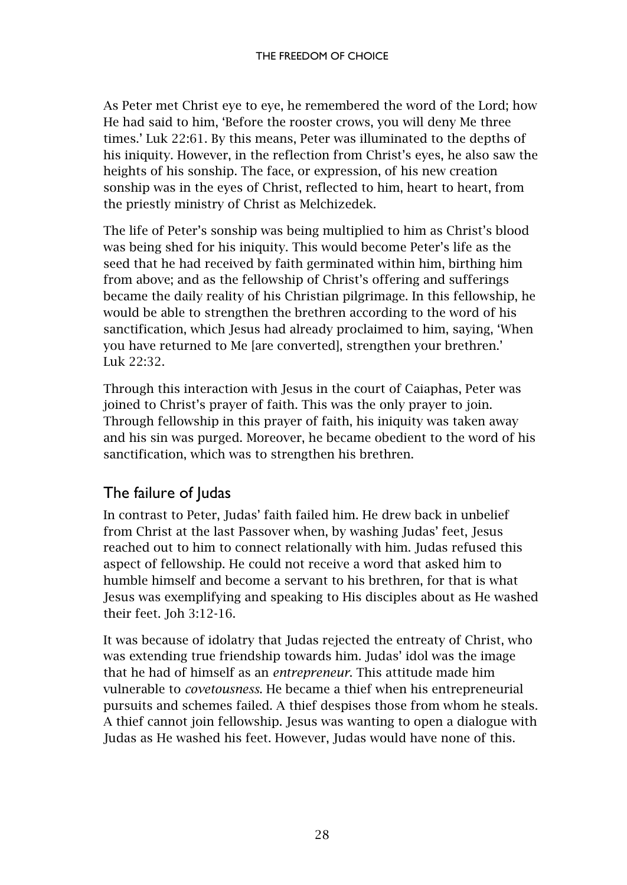As Peter met Christ eye to eye, he remembered the word of the Lord; how He had said to him, 'Before the rooster crows, you will deny Me three times.' Luk 22:61. By this means, Peter was illuminated to the depths of his iniquity. However, in the reflection from Christ's eyes, he also saw the heights of his sonship. The face, or expression, of his new creation sonship was in the eyes of Christ, reflected to him, heart to heart, from the priestly ministry of Christ as Melchizedek.

The life of Peter's sonship was being multiplied to him as Christ's blood was being shed for his iniquity. This would become Peter's life as the seed that he had received by faith germinated within him, birthing him from above; and as the fellowship of Christ's offering and sufferings became the daily reality of his Christian pilgrimage. In this fellowship, he would be able to strengthen the brethren according to the word of his sanctification, which Jesus had already proclaimed to him, saying, 'When you have returned to Me [are converted], strengthen your brethren.' Luk 22:32.

Through this interaction with Jesus in the court of Caiaphas, Peter was joined to Christ's prayer of faith. This was the only prayer to join. Through fellowship in this prayer of faith, his iniquity was taken away and his sin was purged. Moreover, he became obedient to the word of his sanctification, which was to strengthen his brethren.

## The failure of Judas

In contrast to Peter, Judas' faith failed him. He drew back in unbelief from Christ at the last Passover when, by washing Judas' feet, Jesus reached out to him to connect relationally with him. Judas refused this aspect of fellowship. He could not receive a word that asked him to humble himself and become a servant to his brethren, for that is what Jesus was exemplifying and speaking to His disciples about as He washed their feet. Joh 3:12-16.

It was because of idolatry that Judas rejected the entreaty of Christ, who was extending true friendship towards him. Judas' idol was the image that he had of himself as an *entrepreneur*. This attitude made him vulnerable to *covetousness*. He became a thief when his entrepreneurial pursuits and schemes failed. A thief despises those from whom he steals. A thief cannot join fellowship. Jesus was wanting to open a dialogue with Judas as He washed his feet. However, Judas would have none of this.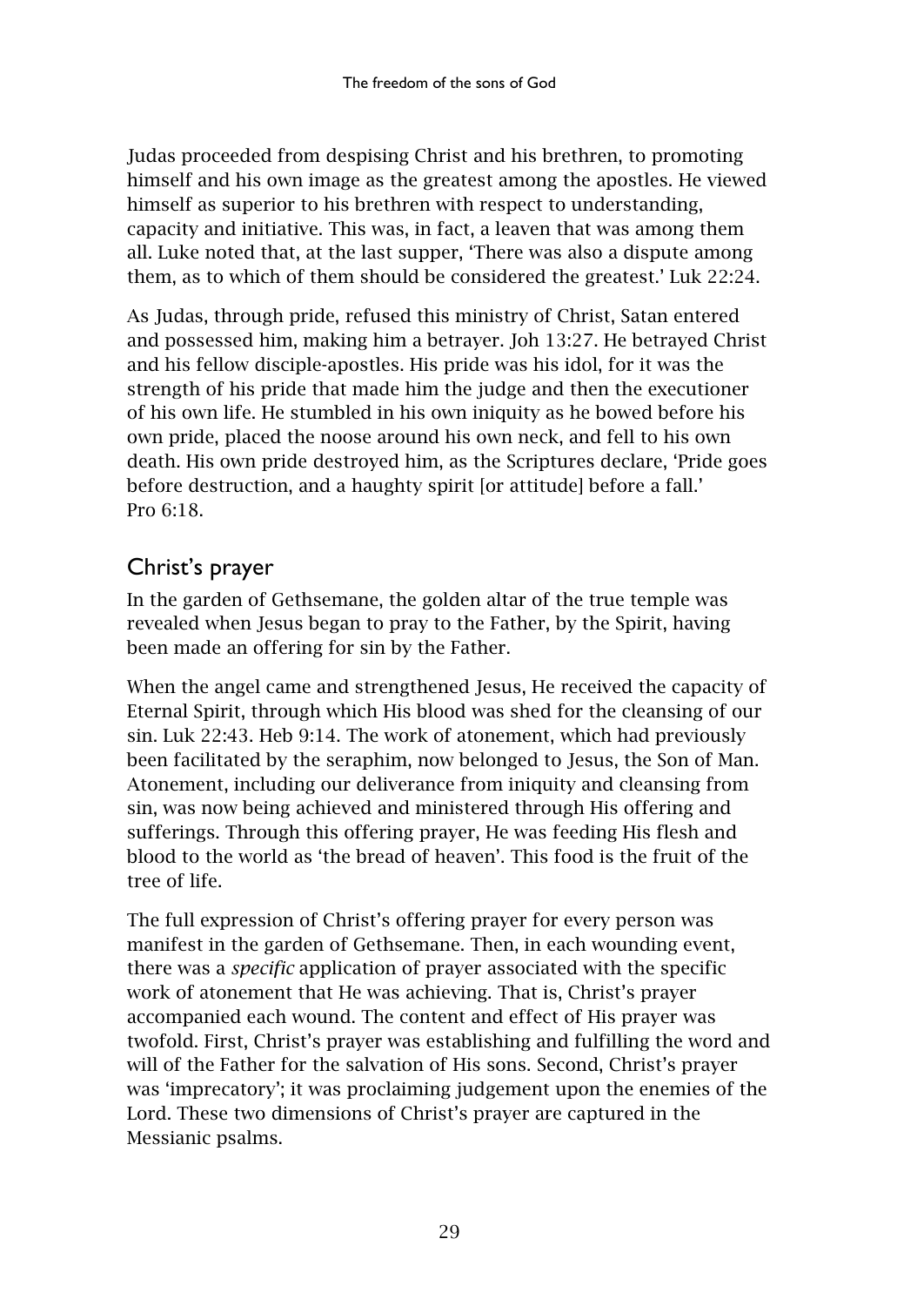Judas proceeded from despising Christ and his brethren, to promoting himself and his own image as the greatest among the apostles. He viewed himself as superior to his brethren with respect to understanding, capacity and initiative. This was, in fact, a leaven that was among them all. Luke noted that, at the last supper, 'There was also a dispute among them, as to which of them should be considered the greatest.' Luk 22:24.

As Judas, through pride, refused this ministry of Christ, Satan entered and possessed him, making him a betrayer. Joh 13:27. He betrayed Christ and his fellow disciple-apostles. His pride was his idol, for it was the strength of his pride that made him the judge and then the executioner of his own life. He stumbled in his own iniquity as he bowed before his own pride, placed the noose around his own neck, and fell to his own death. His own pride destroyed him, as the Scriptures declare, 'Pride goes before destruction, and a haughty spirit [or attitude] before a fall.' Pro 6:18.

## Christ's prayer

In the garden of Gethsemane, the golden altar of the true temple was revealed when Jesus began to pray to the Father, by the Spirit, having been made an offering for sin by the Father.

When the angel came and strengthened Jesus, He received the capacity of Eternal Spirit, through which His blood was shed for the cleansing of our sin. Luk 22:43. Heb 9:14. The work of atonement, which had previously been facilitated by the seraphim, now belonged to Jesus, the Son of Man. Atonement, including our deliverance from iniquity and cleansing from sin, was now being achieved and ministered through His offering and sufferings. Through this offering prayer, He was feeding His flesh and blood to the world as 'the bread of heaven'. This food is the fruit of the tree of life.

The full expression of Christ's offering prayer for every person was manifest in the garden of Gethsemane. Then, in each wounding event, there was a *specific* application of prayer associated with the specific work of atonement that He was achieving. That is, Christ's prayer accompanied each wound. The content and effect of His prayer was twofold. First, Christ's prayer was establishing and fulfilling the word and will of the Father for the salvation of His sons. Second, Christ's prayer was 'imprecatory'; it was proclaiming judgement upon the enemies of the Lord. These two dimensions of Christ's prayer are captured in the Messianic psalms.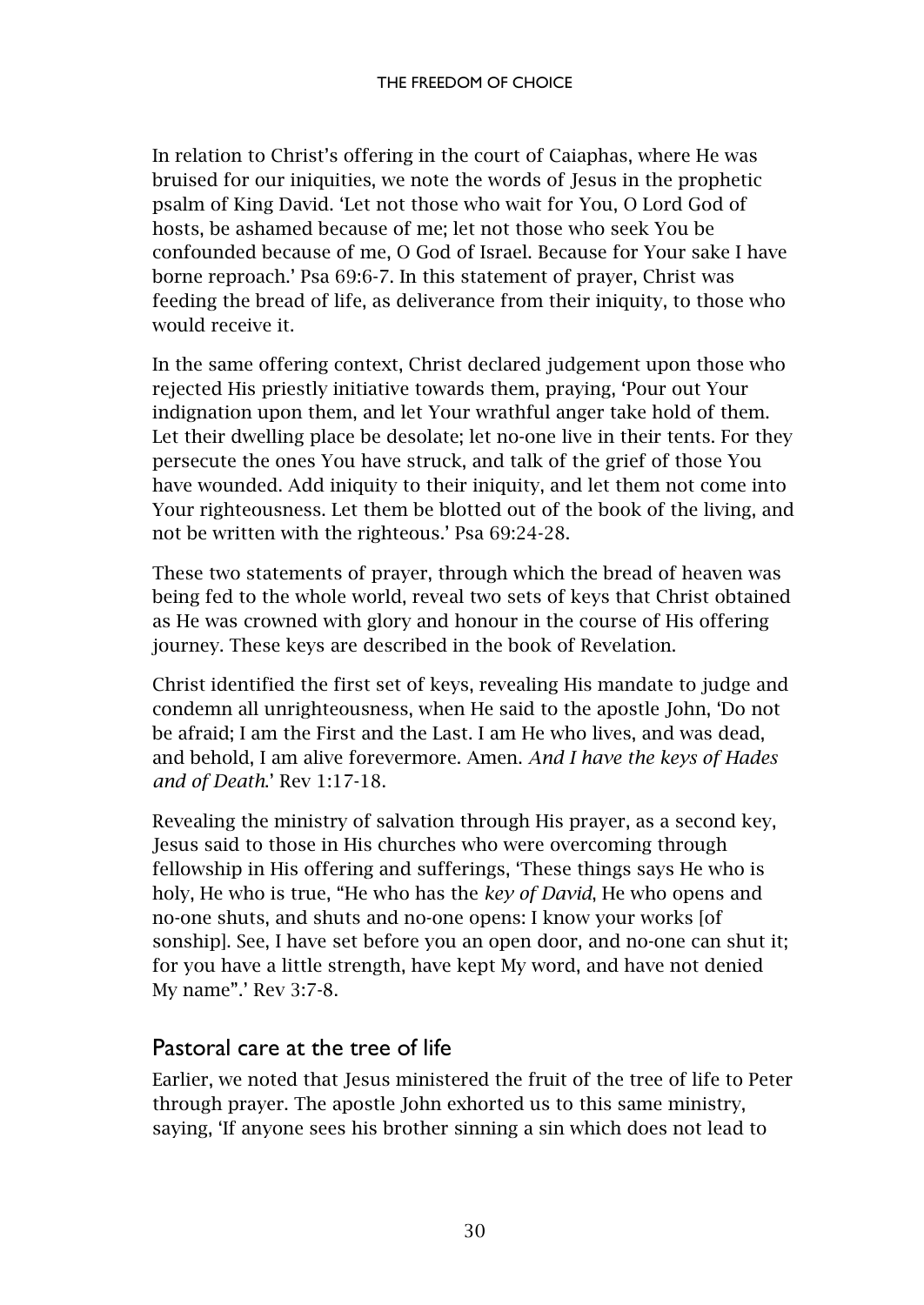In relation to Christ's offering in the court of Caiaphas, where He was bruised for our iniquities, we note the words of Jesus in the prophetic psalm of King David. 'Let not those who wait for You, O Lord God of hosts, be ashamed because of me; let not those who seek You be confounded because of me, O God of Israel. Because for Your sake I have borne reproach.' Psa 69:6-7. In this statement of prayer, Christ was feeding the bread of life, as deliverance from their iniquity, to those who would receive it.

In the same offering context, Christ declared judgement upon those who rejected His priestly initiative towards them, praying, 'Pour out Your indignation upon them, and let Your wrathful anger take hold of them. Let their dwelling place be desolate; let no-one live in their tents. For they persecute the ones You have struck, and talk of the grief of those You have wounded. Add iniquity to their iniquity, and let them not come into Your righteousness. Let them be blotted out of the book of the living, and not be written with the righteous.' Psa 69:24-28.

These two statements of prayer, through which the bread of heaven was being fed to the whole world, reveal two sets of keys that Christ obtained as He was crowned with glory and honour in the course of His offering journey. These keys are described in the book of Revelation.

Christ identified the first set of keys, revealing His mandate to judge and condemn all unrighteousness, when He said to the apostle John, 'Do not be afraid; I am the First and the Last. I am He who lives, and was dead, and behold, I am alive forevermore. Amen. *And I have the keys of Hades and of Death*.' Rev 1:17-18.

Revealing the ministry of salvation through His prayer, as a second key, Jesus said to those in His churches who were overcoming through fellowship in His offering and sufferings, 'These things says He who is holy, He who is true, "He who has the *key of David*, He who opens and no-one shuts, and shuts and no-one opens: I know your works [of sonship]. See, I have set before you an open door, and no-one can shut it; for you have a little strength, have kept My word, and have not denied My name".' Rev 3:7-8.

## Pastoral care at the tree of life

Earlier, we noted that Jesus ministered the fruit of the tree of life to Peter through prayer. The apostle John exhorted us to this same ministry, saying, 'If anyone sees his brother sinning a sin which does not lead to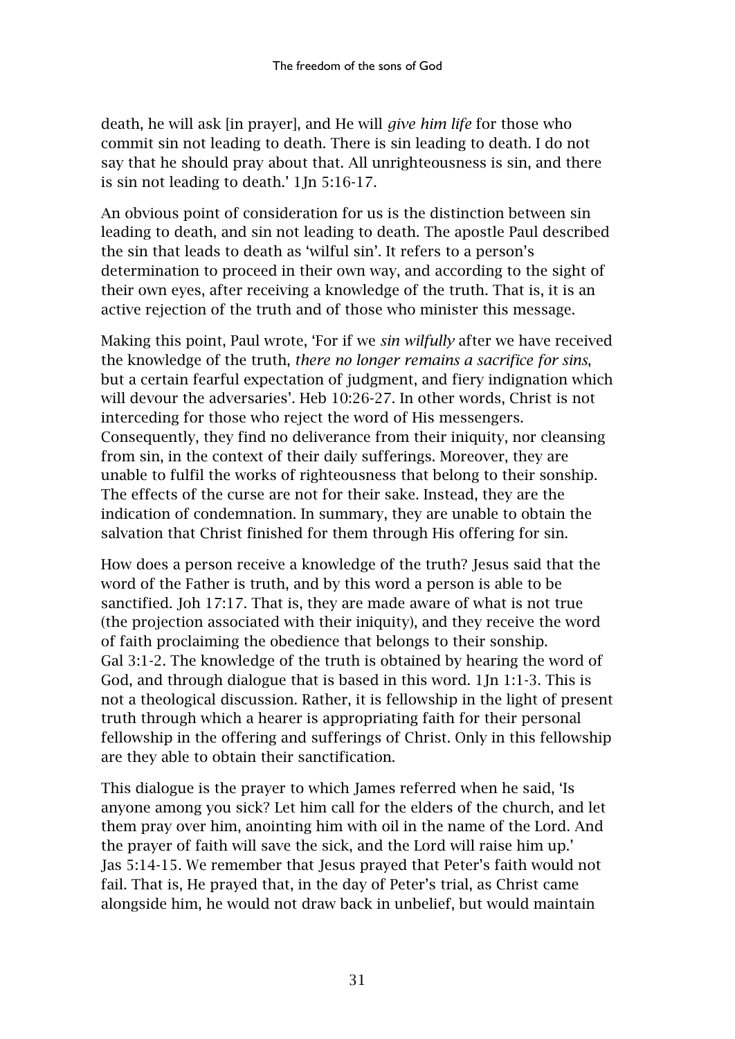death, he will ask [in prayer], and He will *give him life* for those who commit sin not leading to death. There is sin leading to death. I do not say that he should pray about that. All unrighteousness is sin, and there is sin not leading to death.' 1Jn 5:16-17.

An obvious point of consideration for us is the distinction between sin leading to death, and sin not leading to death. The apostle Paul described the sin that leads to death as 'wilful sin'. It refers to a person's determination to proceed in their own way, and according to the sight of their own eyes, after receiving a knowledge of the truth. That is, it is an active rejection of the truth and of those who minister this message.

Making this point, Paul wrote, 'For if we *sin wilfully* after we have received the knowledge of the truth, *there no longer remains a sacrifice for sins*, but a certain fearful expectation of judgment, and fiery indignation which will devour the adversaries'. Heb 10:26-27. In other words, Christ is not interceding for those who reject the word of His messengers. Consequently, they find no deliverance from their iniquity, nor cleansing from sin, in the context of their daily sufferings. Moreover, they are unable to fulfil the works of righteousness that belong to their sonship. The effects of the curse are not for their sake. Instead, they are the indication of condemnation. In summary, they are unable to obtain the salvation that Christ finished for them through His offering for sin.

How does a person receive a knowledge of the truth? Jesus said that the word of the Father is truth, and by this word a person is able to be sanctified. Joh 17:17. That is, they are made aware of what is not true (the projection associated with their iniquity), and they receive the word of faith proclaiming the obedience that belongs to their sonship. Gal 3:1-2. The knowledge of the truth is obtained by hearing the word of God, and through dialogue that is based in this word. 1Jn 1:1-3. This is not a theological discussion. Rather, it is fellowship in the light of present truth through which a hearer is appropriating faith for their personal fellowship in the offering and sufferings of Christ. Only in this fellowship are they able to obtain their sanctification.

This dialogue is the prayer to which James referred when he said, 'Is anyone among you sick? Let him call for the elders of the church, and let them pray over him, anointing him with oil in the name of the Lord. And the prayer of faith will save the sick, and the Lord will raise him up.' Jas 5:14-15. We remember that Jesus prayed that Peter's faith would not fail. That is, He prayed that, in the day of Peter's trial, as Christ came alongside him, he would not draw back in unbelief, but would maintain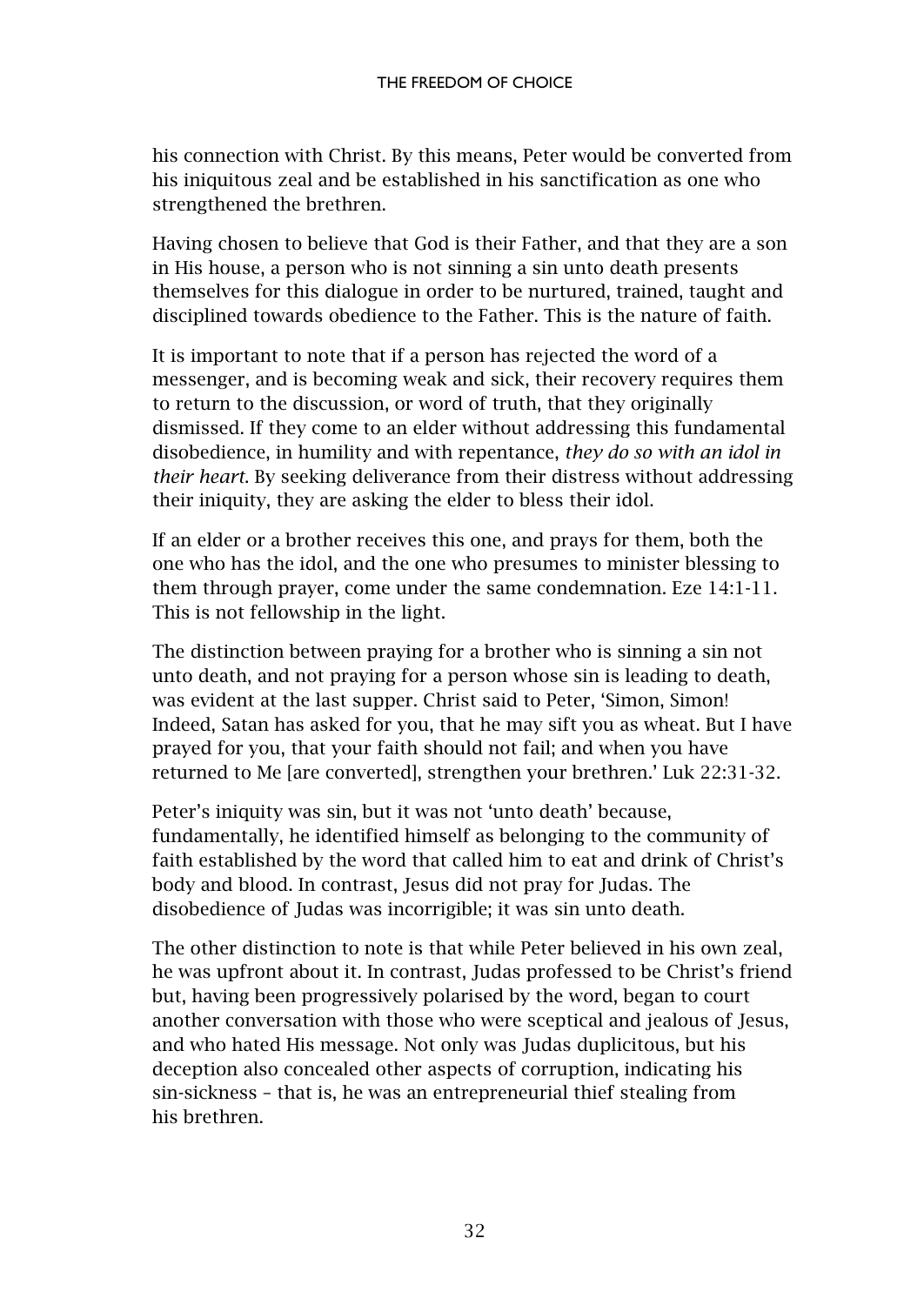his connection with Christ. By this means, Peter would be converted from his iniquitous zeal and be established in his sanctification as one who strengthened the brethren.

Having chosen to believe that God is their Father, and that they are a son in His house, a person who is not sinning a sin unto death presents themselves for this dialogue in order to be nurtured, trained, taught and disciplined towards obedience to the Father. This is the nature of faith.

It is important to note that if a person has rejected the word of a messenger, and is becoming weak and sick, their recovery requires them to return to the discussion, or word of truth, that they originally dismissed. If they come to an elder without addressing this fundamental disobedience, in humility and with repentance, *they do so with an idol in their heart*. By seeking deliverance from their distress without addressing their iniquity, they are asking the elder to bless their idol.

If an elder or a brother receives this one, and prays for them, both the one who has the idol, and the one who presumes to minister blessing to them through prayer, come under the same condemnation. Eze 14:1-11. This is not fellowship in the light.

The distinction between praying for a brother who is sinning a sin not unto death, and not praying for a person whose sin is leading to death, was evident at the last supper. Christ said to Peter, 'Simon, Simon! Indeed, Satan has asked for you, that he may sift you as wheat. But I have prayed for you, that your faith should not fail; and when you have returned to Me [are converted], strengthen your brethren.' Luk 22:31-32.

Peter's iniquity was sin, but it was not 'unto death' because, fundamentally, he identified himself as belonging to the community of faith established by the word that called him to eat and drink of Christ's body and blood. In contrast, Jesus did not pray for Judas. The disobedience of Judas was incorrigible; it was sin unto death.

The other distinction to note is that while Peter believed in his own zeal, he was upfront about it. In contrast, Judas professed to be Christ's friend but, having been progressively polarised by the word, began to court another conversation with those who were sceptical and jealous of Jesus, and who hated His message. Not only was Judas duplicitous, but his deception also concealed other aspects of corruption, indicating his sin-sickness – that is, he was an entrepreneurial thief stealing from his brethren.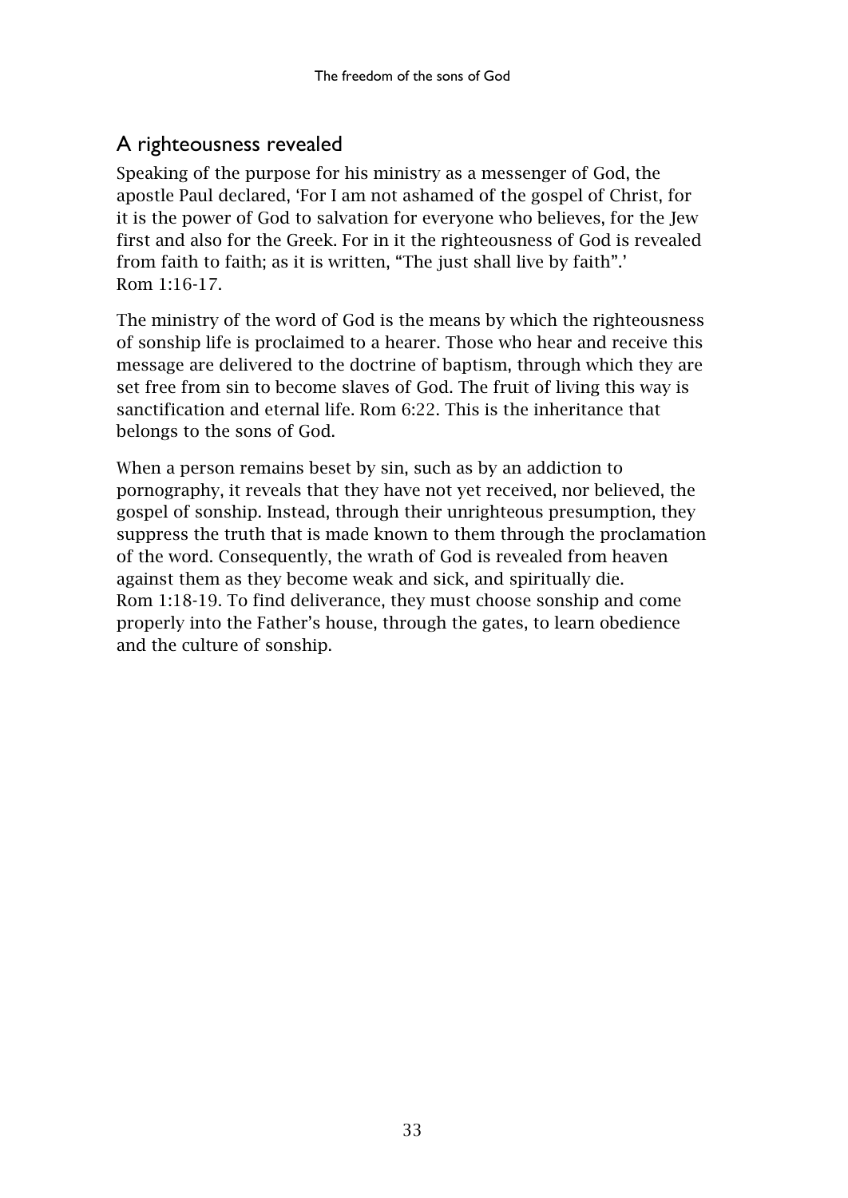## A righteousness revealed

Speaking of the purpose for his ministry as a messenger of God, the apostle Paul declared, 'For I am not ashamed of the gospel of Christ, for it is the power of God to salvation for everyone who believes, for the Jew first and also for the Greek. For in it the righteousness of God is revealed from faith to faith; as it is written, "The just shall live by faith".' Rom 1:16-17.

The ministry of the word of God is the means by which the righteousness of sonship life is proclaimed to a hearer. Those who hear and receive this message are delivered to the doctrine of baptism, through which they are set free from sin to become slaves of God. The fruit of living this way is sanctification and eternal life. Rom 6:22. This is the inheritance that belongs to the sons of God.

When a person remains beset by sin, such as by an addiction to pornography, it reveals that they have not yet received, nor believed, the gospel of sonship. Instead, through their unrighteous presumption, they suppress the truth that is made known to them through the proclamation of the word. Consequently, the wrath of God is revealed from heaven against them as they become weak and sick, and spiritually die. Rom 1:18-19. To find deliverance, they must choose sonship and come properly into the Father's house, through the gates, to learn obedience and the culture of sonship.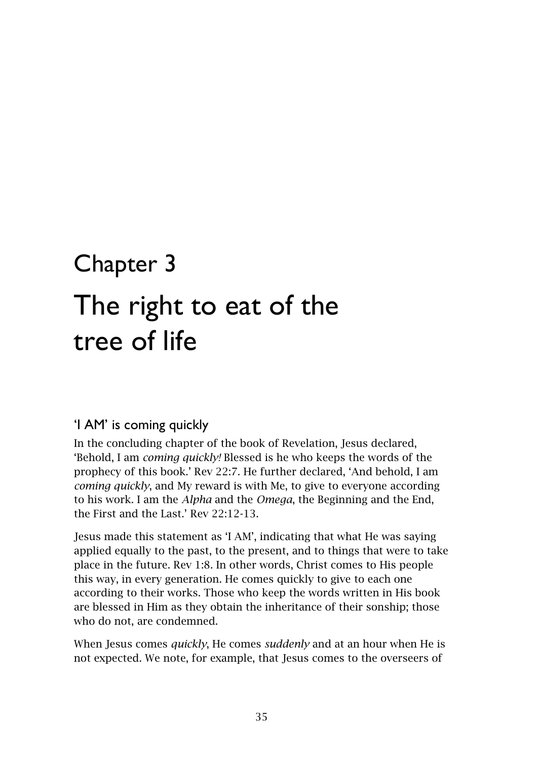# Chapter 3

# The right to eat of the tree of life

## 'I AM' is coming quickly

In the concluding chapter of the book of Revelation, Jesus declared, 'Behold, I am *coming quickly!* Blessed is he who keeps the words of the prophecy of this book.' Rev 22:7. He further declared, 'And behold, I am *coming quickly*, and My reward is with Me, to give to everyone according to his work. I am the *Alpha* and the *Omega*, the Beginning and the End, the First and the Last.' Rev 22:12-13.

Jesus made this statement as 'I AM', indicating that what He was saying applied equally to the past, to the present, and to things that were to take place in the future. Rev 1:8. In other words, Christ comes to His people this way, in every generation. He comes quickly to give to each one according to their works. Those who keep the words written in His book are blessed in Him as they obtain the inheritance of their sonship; those who do not, are condemned.

When Jesus comes *quickly*, He comes *suddenly* and at an hour when He is not expected. We note, for example, that Jesus comes to the overseers of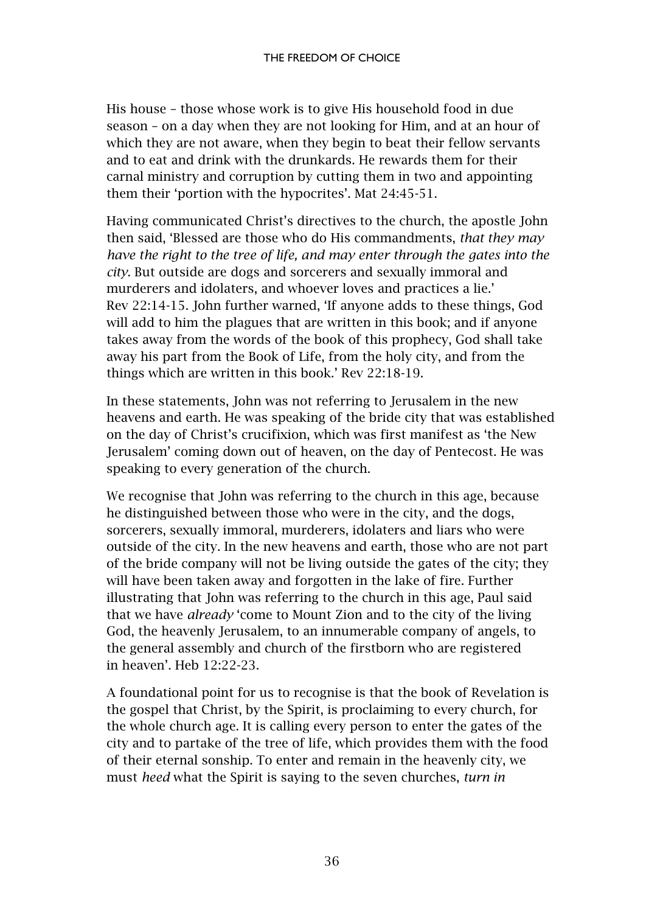His house – those whose work is to give His household food in due season – on a day when they are not looking for Him, and at an hour of which they are not aware, when they begin to beat their fellow servants and to eat and drink with the drunkards. He rewards them for their carnal ministry and corruption by cutting them in two and appointing them their 'portion with the hypocrites'. Mat 24:45-51.

Having communicated Christ's directives to the church, the apostle John then said, 'Blessed are those who do His commandments, *that they may have the right to the tree of life, and may enter through the gates into the city*. But outside are dogs and sorcerers and sexually immoral and murderers and idolaters, and whoever loves and practices a lie.' Rev 22:14-15. John further warned, 'If anyone adds to these things, God will add to him the plagues that are written in this book; and if anyone takes away from the words of the book of this prophecy, God shall take away his part from the Book of Life, from the holy city, and from the things which are written in this book.' Rev 22:18-19.

In these statements, John was not referring to Jerusalem in the new heavens and earth. He was speaking of the bride city that was established on the day of Christ's crucifixion, which was first manifest as 'the New Jerusalem' coming down out of heaven, on the day of Pentecost. He was speaking to every generation of the church.

We recognise that John was referring to the church in this age, because he distinguished between those who were in the city, and the dogs, sorcerers, sexually immoral, murderers, idolaters and liars who were outside of the city. In the new heavens and earth, those who are not part of the bride company will not be living outside the gates of the city; they will have been taken away and forgotten in the lake of fire. Further illustrating that John was referring to the church in this age, Paul said that we have *already* 'come to Mount Zion and to the city of the living God, the heavenly Jerusalem, to an innumerable company of angels, to the general assembly and church of the firstborn who are registered in heaven'. Heb 12:22-23.

A foundational point for us to recognise is that the book of Revelation is the gospel that Christ, by the Spirit, is proclaiming to every church, for the whole church age. It is calling every person to enter the gates of the city and to partake of the tree of life, which provides them with the food of their eternal sonship. To enter and remain in the heavenly city, we must *heed* what the Spirit is saying to the seven churches, *turn in*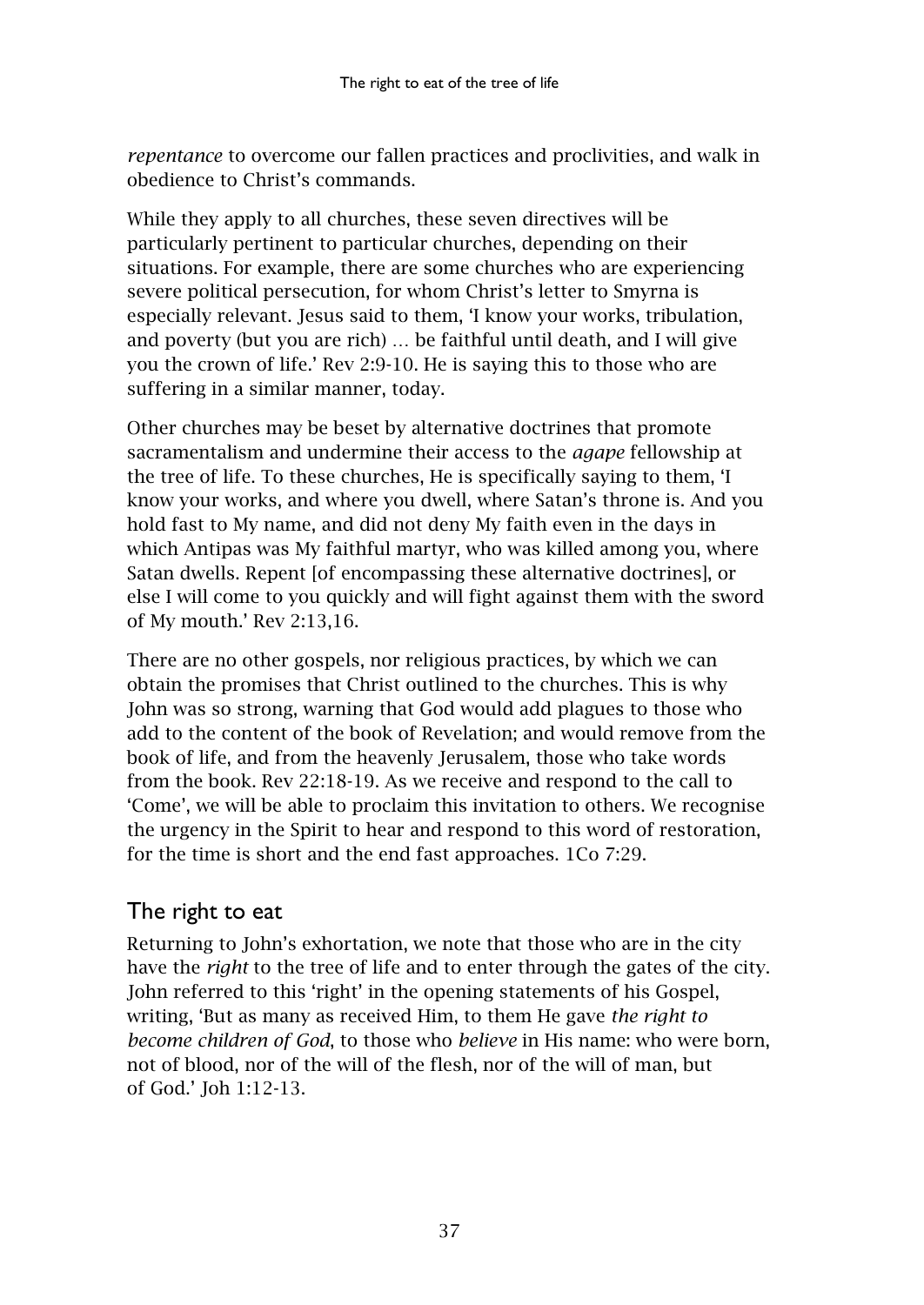*repentance* to overcome our fallen practices and proclivities, and walk in obedience to Christ's commands.

While they apply to all churches, these seven directives will be particularly pertinent to particular churches, depending on their situations. For example, there are some churches who are experiencing severe political persecution, for whom Christ's letter to Smyrna is especially relevant. Jesus said to them, 'I know your works, tribulation, and poverty (but you are rich) … be faithful until death, and I will give you the crown of life.' Rev 2:9-10. He is saying this to those who are suffering in a similar manner, today.

Other churches may be beset by alternative doctrines that promote sacramentalism and undermine their access to the *agape* fellowship at the tree of life. To these churches, He is specifically saying to them, 'I know your works, and where you dwell, where Satan's throne is. And you hold fast to My name, and did not deny My faith even in the days in which Antipas was My faithful martyr, who was killed among you, where Satan dwells. Repent [of encompassing these alternative doctrines], or else I will come to you quickly and will fight against them with the sword of My mouth.' Rev 2:13,16.

There are no other gospels, nor religious practices, by which we can obtain the promises that Christ outlined to the churches. This is why John was so strong, warning that God would add plagues to those who add to the content of the book of Revelation; and would remove from the book of life, and from the heavenly Jerusalem, those who take words from the book. Rev 22:18-19. As we receive and respond to the call to 'Come', we will be able to proclaim this invitation to others. We recognise the urgency in the Spirit to hear and respond to this word of restoration, for the time is short and the end fast approaches. 1Co 7:29.

## The right to eat

Returning to John's exhortation, we note that those who are in the city have the *right* to the tree of life and to enter through the gates of the city. John referred to this 'right' in the opening statements of his Gospel, writing, 'But as many as received Him, to them He gave *the right to become children of God*, to those who *believe* in His name: who were born, not of blood, nor of the will of the flesh, nor of the will of man, but of God.' Joh 1:12-13.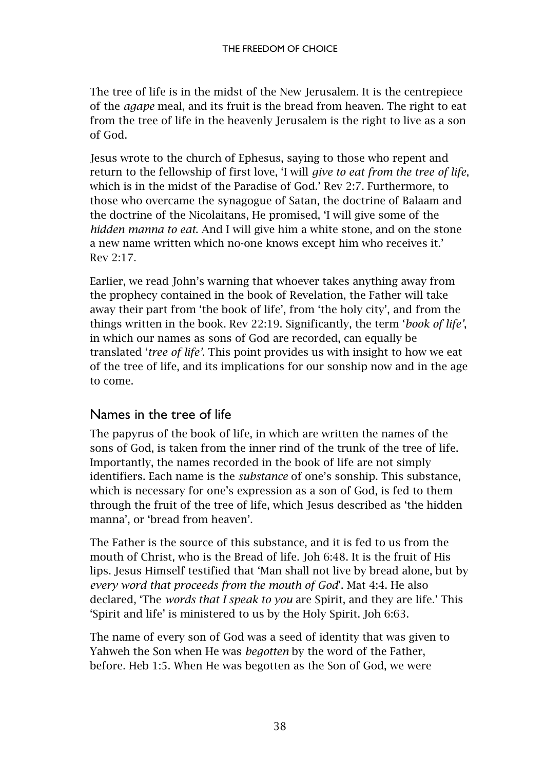The tree of life is in the midst of the New Jerusalem. It is the centrepiece of the *agape* meal, and its fruit is the bread from heaven. The right to eat from the tree of life in the heavenly Jerusalem is the right to live as a son of God.

Jesus wrote to the church of Ephesus, saying to those who repent and return to the fellowship of first love, 'I will *give to eat from the tree of life*, which is in the midst of the Paradise of God.' Rev 2:7. Furthermore, to those who overcame the synagogue of Satan, the doctrine of Balaam and the doctrine of the Nicolaitans, He promised, 'I will give some of the *hidden manna to eat*. And I will give him a white stone, and on the stone a new name written which no-one knows except him who receives it.' Rev 2:17.

Earlier, we read John's warning that whoever takes anything away from the prophecy contained in the book of Revelation, the Father will take away their part from 'the book of life', from 'the holy city', and from the things written in the book. Rev 22:19. Significantly, the term '*book of life'*, in which our names as sons of God are recorded, can equally be translated '*tree of life'*. This point provides us with insight to how we eat of the tree of life, and its implications for our sonship now and in the age to come.

## Names in the tree of life

The papyrus of the book of life, in which are written the names of the sons of God, is taken from the inner rind of the trunk of the tree of life. Importantly, the names recorded in the book of life are not simply identifiers. Each name is the *substance* of one's sonship. This substance, which is necessary for one's expression as a son of God, is fed to them through the fruit of the tree of life, which Jesus described as 'the hidden manna', or 'bread from heaven'.

The Father is the source of this substance, and it is fed to us from the mouth of Christ, who is the Bread of life. Joh 6:48. It is the fruit of His lips. Jesus Himself testified that 'Man shall not live by bread alone, but by *every word that proceeds from the mouth of God*'. Mat 4:4. He also declared, 'The *words that I speak to you* are Spirit, and they are life.' This 'Spirit and life' is ministered to us by the Holy Spirit. Joh 6:63.

The name of every son of God was a seed of identity that was given to Yahweh the Son when He was *begotten* by the word of the Father, before. Heb 1:5. When He was begotten as the Son of God, we were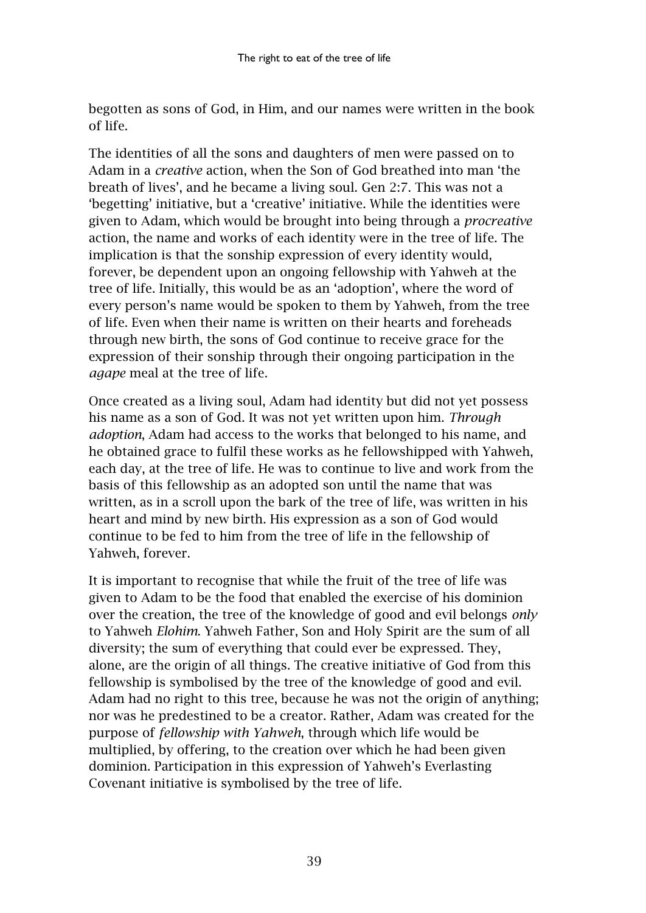begotten as sons of God, in Him, and our names were written in the book of life.

The identities of all the sons and daughters of men were passed on to Adam in a *creative* action, when the Son of God breathed into man 'the breath of lives', and he became a living soul. Gen 2:7. This was not a 'begetting' initiative, but a 'creative' initiative. While the identities were given to Adam, which would be brought into being through a *procreative* action, the name and works of each identity were in the tree of life. The implication is that the sonship expression of every identity would, forever, be dependent upon an ongoing fellowship with Yahweh at the tree of life. Initially, this would be as an 'adoption', where the word of every person's name would be spoken to them by Yahweh, from the tree of life. Even when their name is written on their hearts and foreheads through new birth, the sons of God continue to receive grace for the expression of their sonship through their ongoing participation in the *agape* meal at the tree of life.

Once created as a living soul, Adam had identity but did not yet possess his name as a son of God. It was not yet written upon him. *Through adoption*, Adam had access to the works that belonged to his name, and he obtained grace to fulfil these works as he fellowshipped with Yahweh, each day, at the tree of life. He was to continue to live and work from the basis of this fellowship as an adopted son until the name that was written, as in a scroll upon the bark of the tree of life, was written in his heart and mind by new birth. His expression as a son of God would continue to be fed to him from the tree of life in the fellowship of Yahweh, forever.

It is important to recognise that while the fruit of the tree of life was given to Adam to be the food that enabled the exercise of his dominion over the creation, the tree of the knowledge of good and evil belongs *only* to Yahweh *Elohim*. Yahweh Father, Son and Holy Spirit are the sum of all diversity; the sum of everything that could ever be expressed. They, alone, are the origin of all things. The creative initiative of God from this fellowship is symbolised by the tree of the knowledge of good and evil. Adam had no right to this tree, because he was not the origin of anything; nor was he predestined to be a creator. Rather, Adam was created for the purpose of *fellowship with Yahweh*, through which life would be multiplied, by offering, to the creation over which he had been given dominion. Participation in this expression of Yahweh's Everlasting Covenant initiative is symbolised by the tree of life.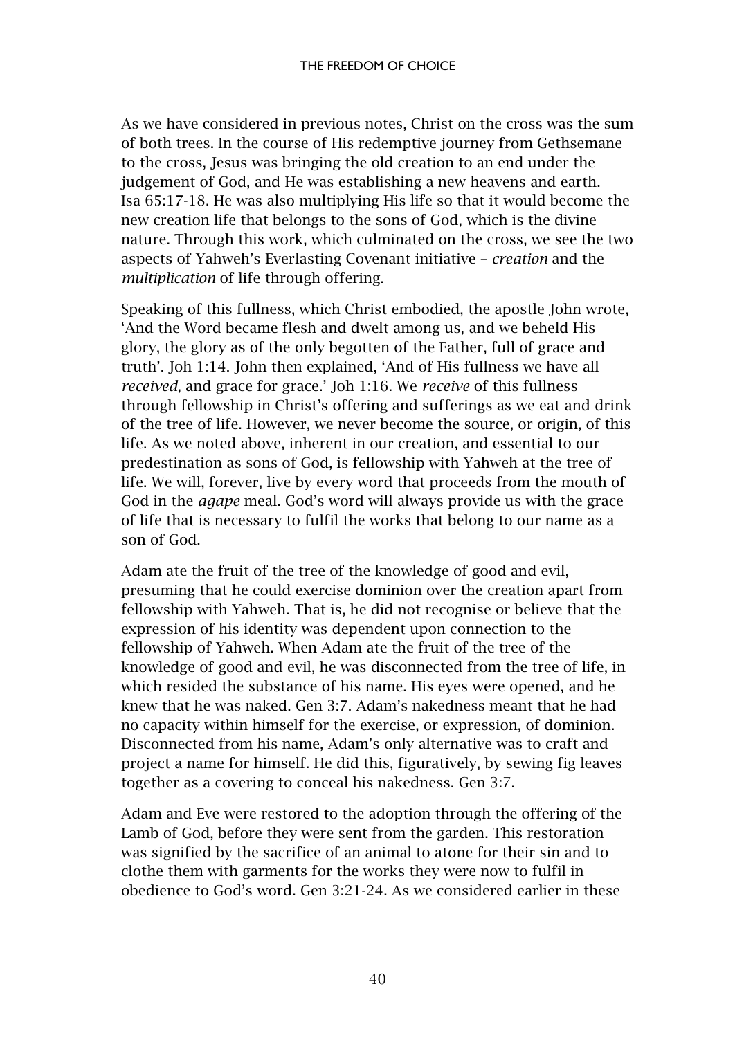As we have considered in previous notes, Christ on the cross was the sum of both trees. In the course of His redemptive journey from Gethsemane to the cross, Jesus was bringing the old creation to an end under the judgement of God, and He was establishing a new heavens and earth. Isa 65:17-18. He was also multiplying His life so that it would become the new creation life that belongs to the sons of God, which is the divine nature. Through this work, which culminated on the cross, we see the two aspects of Yahweh's Everlasting Covenant initiative – *creation* and the *multiplication* of life through offering.

Speaking of this fullness, which Christ embodied, the apostle John wrote, 'And the Word became flesh and dwelt among us, and we beheld His glory, the glory as of the only begotten of the Father, full of grace and truth'. Joh 1:14. John then explained, 'And of His fullness we have all *received*, and grace for grace.' Joh 1:16. We *receive* of this fullness through fellowship in Christ's offering and sufferings as we eat and drink of the tree of life. However, we never become the source, or origin, of this life. As we noted above, inherent in our creation, and essential to our predestination as sons of God, is fellowship with Yahweh at the tree of life. We will, forever, live by every word that proceeds from the mouth of God in the *agape* meal. God's word will always provide us with the grace of life that is necessary to fulfil the works that belong to our name as a son of God.

Adam ate the fruit of the tree of the knowledge of good and evil, presuming that he could exercise dominion over the creation apart from fellowship with Yahweh. That is, he did not recognise or believe that the expression of his identity was dependent upon connection to the fellowship of Yahweh. When Adam ate the fruit of the tree of the knowledge of good and evil, he was disconnected from the tree of life, in which resided the substance of his name. His eyes were opened, and he knew that he was naked. Gen 3:7. Adam's nakedness meant that he had no capacity within himself for the exercise, or expression, of dominion. Disconnected from his name, Adam's only alternative was to craft and project a name for himself. He did this, figuratively, by sewing fig leaves together as a covering to conceal his nakedness. Gen 3:7.

Adam and Eve were restored to the adoption through the offering of the Lamb of God, before they were sent from the garden. This restoration was signified by the sacrifice of an animal to atone for their sin and to clothe them with garments for the works they were now to fulfil in obedience to God's word. Gen 3:21-24. As we considered earlier in these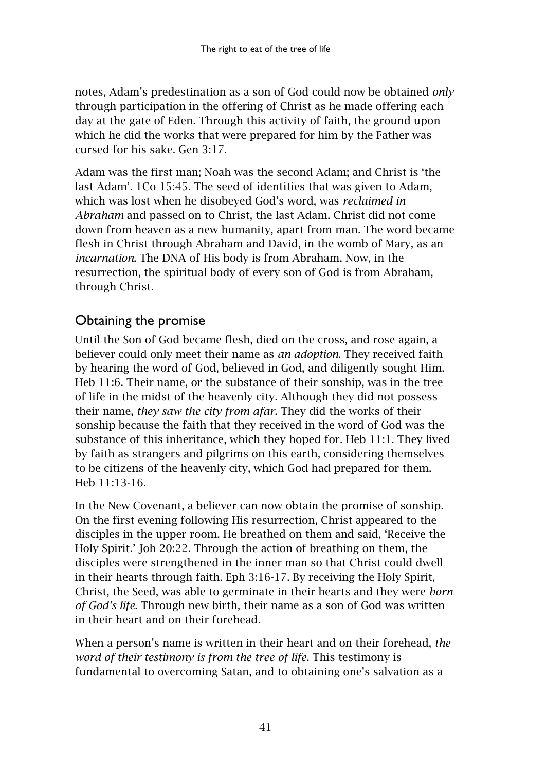notes, Adam's predestination as a son of God could now be obtained *only* through participation in the offering of Christ as he made offering each day at the gate of Eden. Through this activity of faith, the ground upon which he did the works that were prepared for him by the Father was cursed for his sake. Gen 3:17.

Adam was the first man; Noah was the second Adam; and Christ is 'the last Adam'. 1Co 15:45. The seed of identities that was given to Adam, which was lost when he disobeyed God's word, was *reclaimed in Abraham* and passed on to Christ, the last Adam. Christ did not come down from heaven as a new humanity, apart from man. The word became flesh in Christ through Abraham and David, in the womb of Mary, as an *incarnation*. The DNA of His body is from Abraham. Now, in the resurrection, the spiritual body of every son of God is from Abraham, through Christ.

## Obtaining the promise

Until the Son of God became flesh, died on the cross, and rose again, a believer could only meet their name as *an adoption*. They received faith by hearing the word of God, believed in God, and diligently sought Him. Heb 11:6. Their name, or the substance of their sonship, was in the tree of life in the midst of the heavenly city. Although they did not possess their name, *they saw the city from afar*. They did the works of their sonship because the faith that they received in the word of God was the substance of this inheritance, which they hoped for. Heb 11:1. They lived by faith as strangers and pilgrims on this earth, considering themselves to be citizens of the heavenly city, which God had prepared for them. Heb 11:13-16.

In the New Covenant, a believer can now obtain the promise of sonship. On the first evening following His resurrection, Christ appeared to the disciples in the upper room. He breathed on them and said, 'Receive the Holy Spirit.' Joh 20:22. Through the action of breathing on them, the disciples were strengthened in the inner man so that Christ could dwell in their hearts through faith. Eph 3:16-17. By receiving the Holy Spirit, Christ, the Seed, was able to germinate in their hearts and they were *born of God's life*. Through new birth, their name as a son of God was written in their heart and on their forehead.

When a person's name is written in their heart and on their forehead, *the word of their testimony is from the tree of life*. This testimony is fundamental to overcoming Satan, and to obtaining one's salvation as a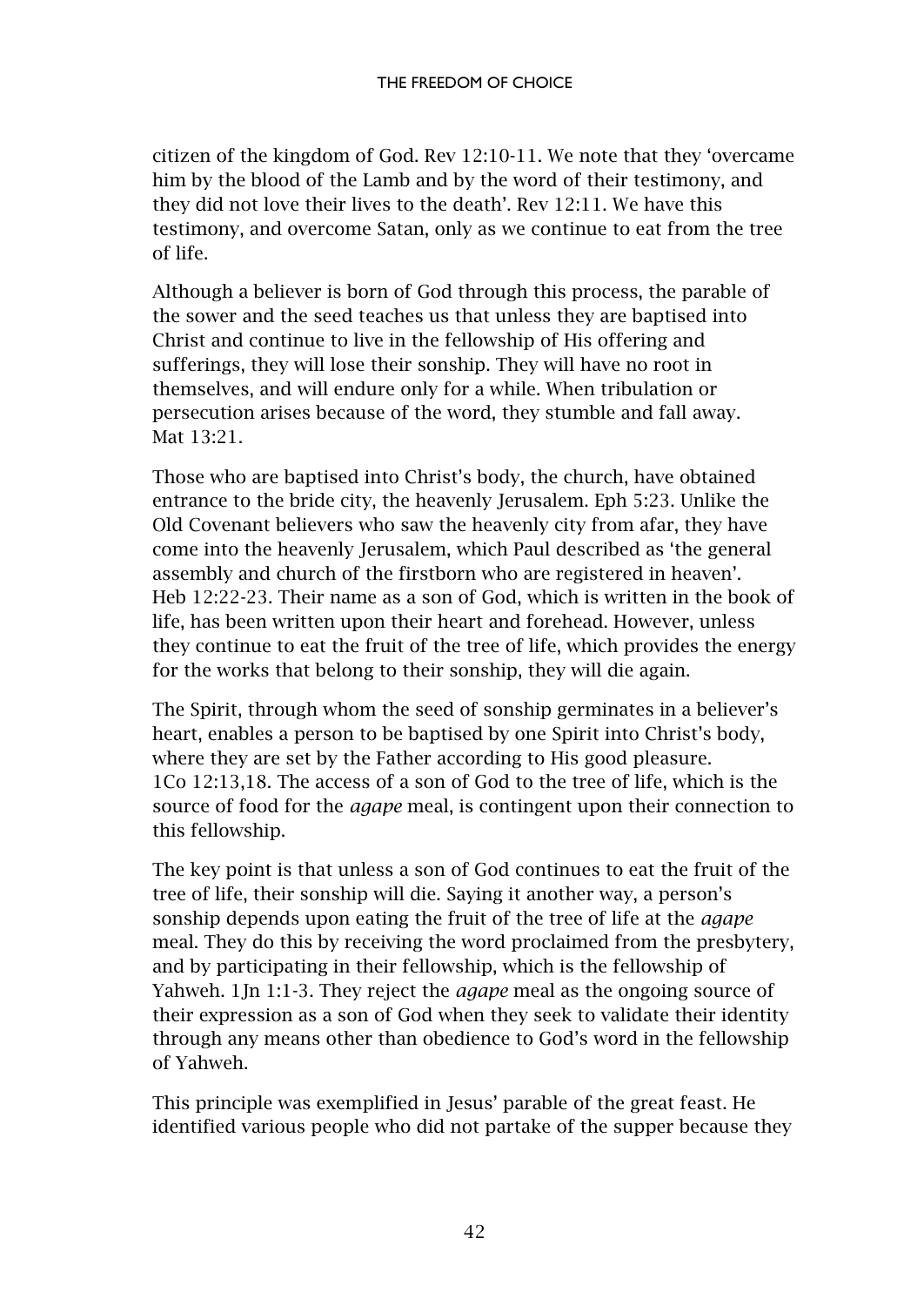citizen of the kingdom of God. Rev 12:10-11. We note that they 'overcame him by the blood of the Lamb and by the word of their testimony, and they did not love their lives to the death'. Rev 12:11. We have this testimony, and overcome Satan, only as we continue to eat from the tree of life.

Although a believer is born of God through this process, the parable of the sower and the seed teaches us that unless they are baptised into Christ and continue to live in the fellowship of His offering and sufferings, they will lose their sonship. They will have no root in themselves, and will endure only for a while. When tribulation or persecution arises because of the word, they stumble and fall away. Mat 13:21.

Those who are baptised into Christ's body, the church, have obtained entrance to the bride city, the heavenly Jerusalem. Eph 5:23. Unlike the Old Covenant believers who saw the heavenly city from afar, they have come into the heavenly Jerusalem, which Paul described as 'the general assembly and church of the firstborn who are registered in heaven'. Heb 12:22-23. Their name as a son of God, which is written in the book of life, has been written upon their heart and forehead. However, unless they continue to eat the fruit of the tree of life, which provides the energy for the works that belong to their sonship, they will die again.

The Spirit, through whom the seed of sonship germinates in a believer's heart, enables a person to be baptised by one Spirit into Christ's body, where they are set by the Father according to His good pleasure. 1Co 12:13,18. The access of a son of God to the tree of life, which is the source of food for the *agape* meal, is contingent upon their connection to this fellowship.

The key point is that unless a son of God continues to eat the fruit of the tree of life, their sonship will die. Saying it another way, a person's sonship depends upon eating the fruit of the tree of life at the *agape* meal. They do this by receiving the word proclaimed from the presbytery, and by participating in their fellowship, which is the fellowship of Yahweh. 1Jn 1:1-3. They reject the *agape* meal as the ongoing source of their expression as a son of God when they seek to validate their identity through any means other than obedience to God's word in the fellowship of Yahweh.

This principle was exemplified in Jesus' parable of the great feast. He identified various people who did not partake of the supper because they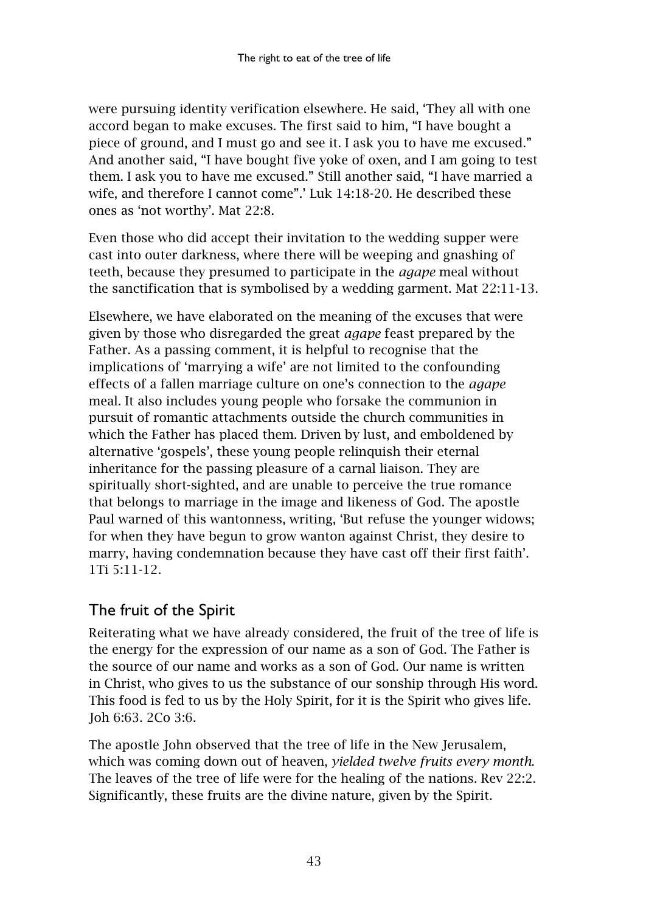were pursuing identity verification elsewhere. He said, 'They all with one accord began to make excuses. The first said to him, "I have bought a piece of ground, and I must go and see it. I ask you to have me excused." And another said, "I have bought five yoke of oxen, and I am going to test them. I ask you to have me excused." Still another said, "I have married a wife, and therefore I cannot come".' Luk 14:18-20. He described these ones as 'not worthy'. Mat 22:8.

Even those who did accept their invitation to the wedding supper were cast into outer darkness, where there will be weeping and gnashing of teeth, because they presumed to participate in the *agape* meal without the sanctification that is symbolised by a wedding garment. Mat 22:11-13.

Elsewhere, we have elaborated on the meaning of the excuses that were given by those who disregarded the great *agape* feast prepared by the Father. As a passing comment, it is helpful to recognise that the implications of 'marrying a wife' are not limited to the confounding effects of a fallen marriage culture on one's connection to the *agape* meal. It also includes young people who forsake the communion in pursuit of romantic attachments outside the church communities in which the Father has placed them. Driven by lust, and emboldened by alternative 'gospels', these young people relinquish their eternal inheritance for the passing pleasure of a carnal liaison. They are spiritually short-sighted, and are unable to perceive the true romance that belongs to marriage in the image and likeness of God. The apostle Paul warned of this wantonness, writing, 'But refuse the younger widows; for when they have begun to grow wanton against Christ, they desire to marry, having condemnation because they have cast off their first faith'. 1Ti 5:11-12.

## The fruit of the Spirit

Reiterating what we have already considered, the fruit of the tree of life is the energy for the expression of our name as a son of God. The Father is the source of our name and works as a son of God. Our name is written in Christ, who gives to us the substance of our sonship through His word. This food is fed to us by the Holy Spirit, for it is the Spirit who gives life. Joh 6:63. 2Co 3:6.

The apostle John observed that the tree of life in the New Jerusalem, which was coming down out of heaven, *yielded twelve fruits every month*. The leaves of the tree of life were for the healing of the nations. Rev 22:2. Significantly, these fruits are the divine nature, given by the Spirit.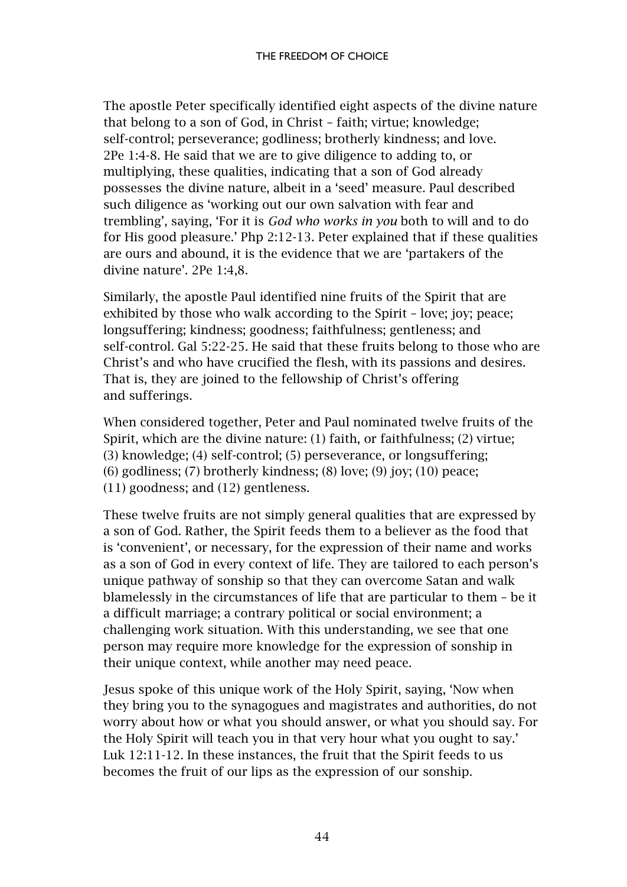The apostle Peter specifically identified eight aspects of the divine nature that belong to a son of God, in Christ – faith; virtue; knowledge; self-control; perseverance; godliness; brotherly kindness; and love. 2Pe 1:4-8. He said that we are to give diligence to adding to, or multiplying, these qualities, indicating that a son of God already possesses the divine nature, albeit in a 'seed' measure. Paul described such diligence as 'working out our own salvation with fear and trembling', saying, 'For it is *God who works in you* both to will and to do for His good pleasure.' Php 2:12-13. Peter explained that if these qualities are ours and abound, it is the evidence that we are 'partakers of the divine nature'. 2Pe 1:4,8.

Similarly, the apostle Paul identified nine fruits of the Spirit that are exhibited by those who walk according to the Spirit – love; joy; peace; longsuffering; kindness; goodness; faithfulness; gentleness; and self-control. Gal 5:22-25. He said that these fruits belong to those who are Christ's and who have crucified the flesh, with its passions and desires. That is, they are joined to the fellowship of Christ's offering and sufferings.

When considered together, Peter and Paul nominated twelve fruits of the Spirit, which are the divine nature: (1) faith, or faithfulness; (2) virtue; (3) knowledge; (4) self-control; (5) perseverance, or longsuffering; (6) godliness; (7) brotherly kindness; (8) love; (9) joy; (10) peace; (11) goodness; and (12) gentleness.

These twelve fruits are not simply general qualities that are expressed by a son of God. Rather, the Spirit feeds them to a believer as the food that is 'convenient', or necessary, for the expression of their name and works as a son of God in every context of life. They are tailored to each person's unique pathway of sonship so that they can overcome Satan and walk blamelessly in the circumstances of life that are particular to them – be it a difficult marriage; a contrary political or social environment; a challenging work situation. With this understanding, we see that one person may require more knowledge for the expression of sonship in their unique context, while another may need peace.

Jesus spoke of this unique work of the Holy Spirit, saying, 'Now when they bring you to the synagogues and magistrates and authorities, do not worry about how or what you should answer, or what you should say. For the Holy Spirit will teach you in that very hour what you ought to say.' Luk 12:11-12. In these instances, the fruit that the Spirit feeds to us becomes the fruit of our lips as the expression of our sonship.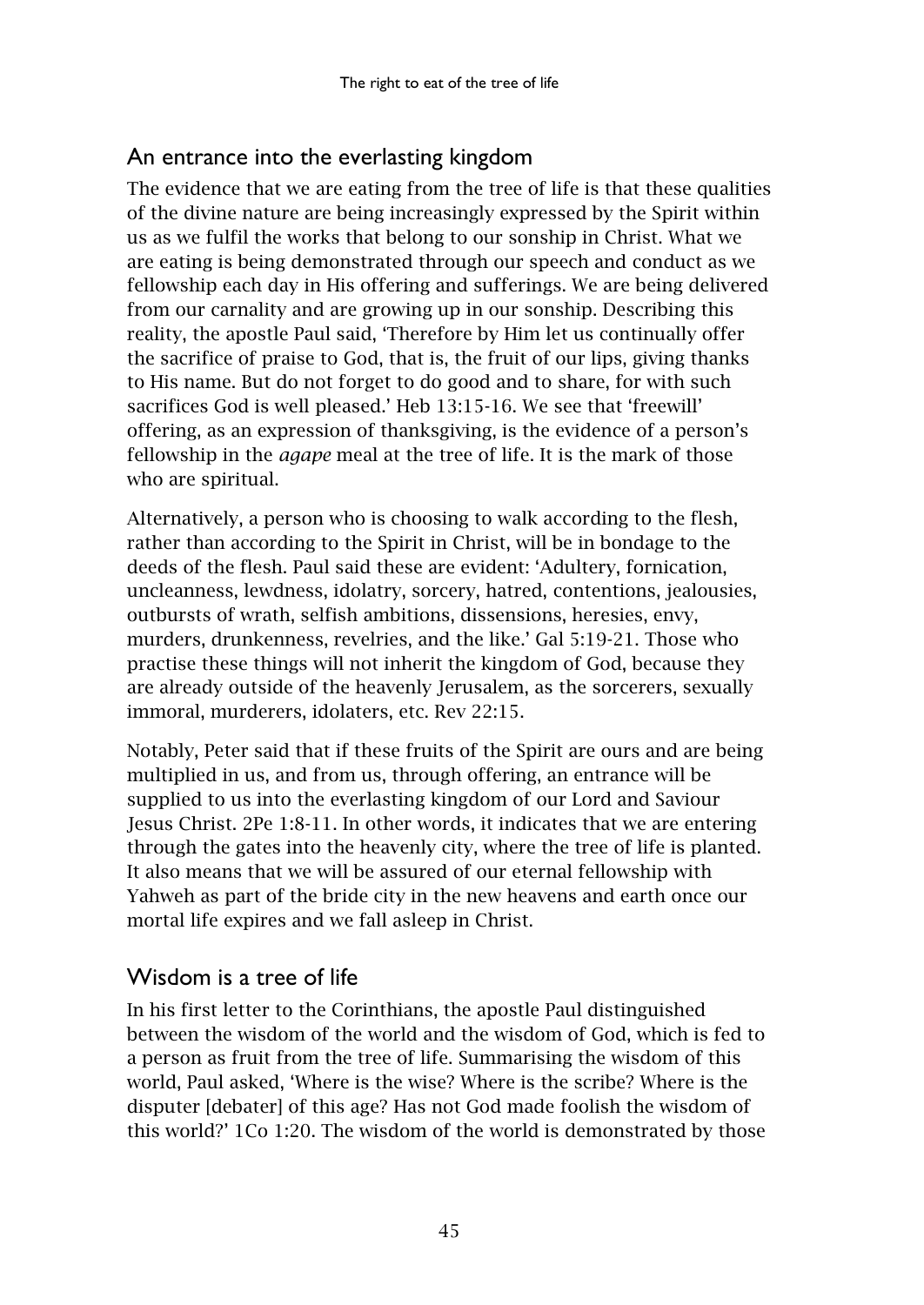## An entrance into the everlasting kingdom

The evidence that we are eating from the tree of life is that these qualities of the divine nature are being increasingly expressed by the Spirit within us as we fulfil the works that belong to our sonship in Christ. What we are eating is being demonstrated through our speech and conduct as we fellowship each day in His offering and sufferings. We are being delivered from our carnality and are growing up in our sonship. Describing this reality, the apostle Paul said, 'Therefore by Him let us continually offer the sacrifice of praise to God, that is, the fruit of our lips, giving thanks to His name. But do not forget to do good and to share, for with such sacrifices God is well pleased.' Heb 13:15-16. We see that 'freewill' offering, as an expression of thanksgiving, is the evidence of a person's fellowship in the *agape* meal at the tree of life. It is the mark of those who are spiritual.

Alternatively, a person who is choosing to walk according to the flesh, rather than according to the Spirit in Christ, will be in bondage to the deeds of the flesh. Paul said these are evident: 'Adultery, fornication, uncleanness, lewdness, idolatry, sorcery, hatred, contentions, jealousies, outbursts of wrath, selfish ambitions, dissensions, heresies, envy, murders, drunkenness, revelries, and the like.' Gal 5:19-21. Those who practise these things will not inherit the kingdom of God, because they are already outside of the heavenly Jerusalem, as the sorcerers, sexually immoral, murderers, idolaters, etc. Rev 22:15.

Notably, Peter said that if these fruits of the Spirit are ours and are being multiplied in us, and from us, through offering, an entrance will be supplied to us into the everlasting kingdom of our Lord and Saviour Jesus Christ. 2Pe 1:8-11. In other words, it indicates that we are entering through the gates into the heavenly city, where the tree of life is planted. It also means that we will be assured of our eternal fellowship with Yahweh as part of the bride city in the new heavens and earth once our mortal life expires and we fall asleep in Christ.

## Wisdom is a tree of life

In his first letter to the Corinthians, the apostle Paul distinguished between the wisdom of the world and the wisdom of God, which is fed to a person as fruit from the tree of life. Summarising the wisdom of this world, Paul asked, 'Where is the wise? Where is the scribe? Where is the disputer [debater] of this age? Has not God made foolish the wisdom of this world?' 1Co 1:20. The wisdom of the world is demonstrated by those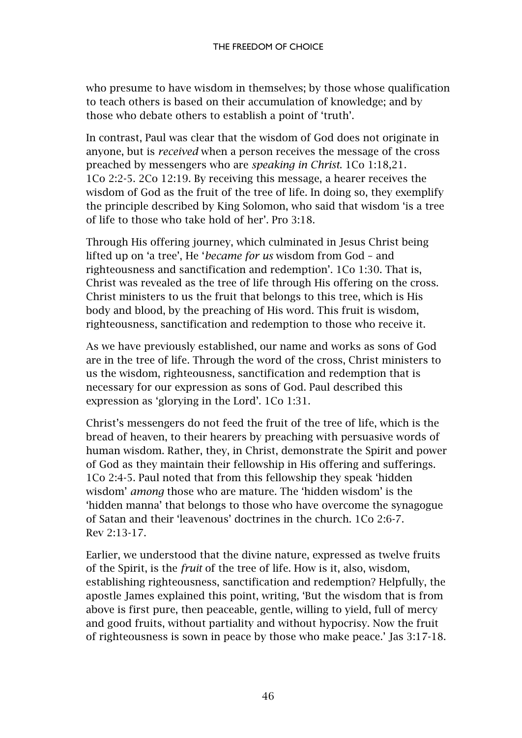who presume to have wisdom in themselves; by those whose qualification to teach others is based on their accumulation of knowledge; and by those who debate others to establish a point of 'truth'.

In contrast, Paul was clear that the wisdom of God does not originate in anyone, but is *received* when a person receives the message of the cross preached by messengers who are *speaking in Christ*. 1Co 1:18,21. 1Co 2:2-5. 2Co 12:19. By receiving this message, a hearer receives the wisdom of God as the fruit of the tree of life. In doing so, they exemplify the principle described by King Solomon, who said that wisdom 'is a tree of life to those who take hold of her'. Pro 3:18.

Through His offering journey, which culminated in Jesus Christ being lifted up on 'a tree', He '*became for us* wisdom from God – and righteousness and sanctification and redemption'. 1Co 1:30. That is, Christ was revealed as the tree of life through His offering on the cross. Christ ministers to us the fruit that belongs to this tree, which is His body and blood, by the preaching of His word. This fruit is wisdom, righteousness, sanctification and redemption to those who receive it.

As we have previously established, our name and works as sons of God are in the tree of life. Through the word of the cross, Christ ministers to us the wisdom, righteousness, sanctification and redemption that is necessary for our expression as sons of God. Paul described this expression as 'glorying in the Lord'. 1Co 1:31.

Christ's messengers do not feed the fruit of the tree of life, which is the bread of heaven, to their hearers by preaching with persuasive words of human wisdom. Rather, they, in Christ, demonstrate the Spirit and power of God as they maintain their fellowship in His offering and sufferings. 1Co 2:4-5. Paul noted that from this fellowship they speak 'hidden wisdom' *among* those who are mature. The 'hidden wisdom' is the 'hidden manna' that belongs to those who have overcome the synagogue of Satan and their 'leavenous' doctrines in the church. 1Co 2:6-7. Rev 2:13-17.

Earlier, we understood that the divine nature, expressed as twelve fruits of the Spirit, is the *fruit* of the tree of life. How is it, also, wisdom, establishing righteousness, sanctification and redemption? Helpfully, the apostle James explained this point, writing, 'But the wisdom that is from above is first pure, then peaceable, gentle, willing to yield, full of mercy and good fruits, without partiality and without hypocrisy. Now the fruit of righteousness is sown in peace by those who make peace.' Jas 3:17-18.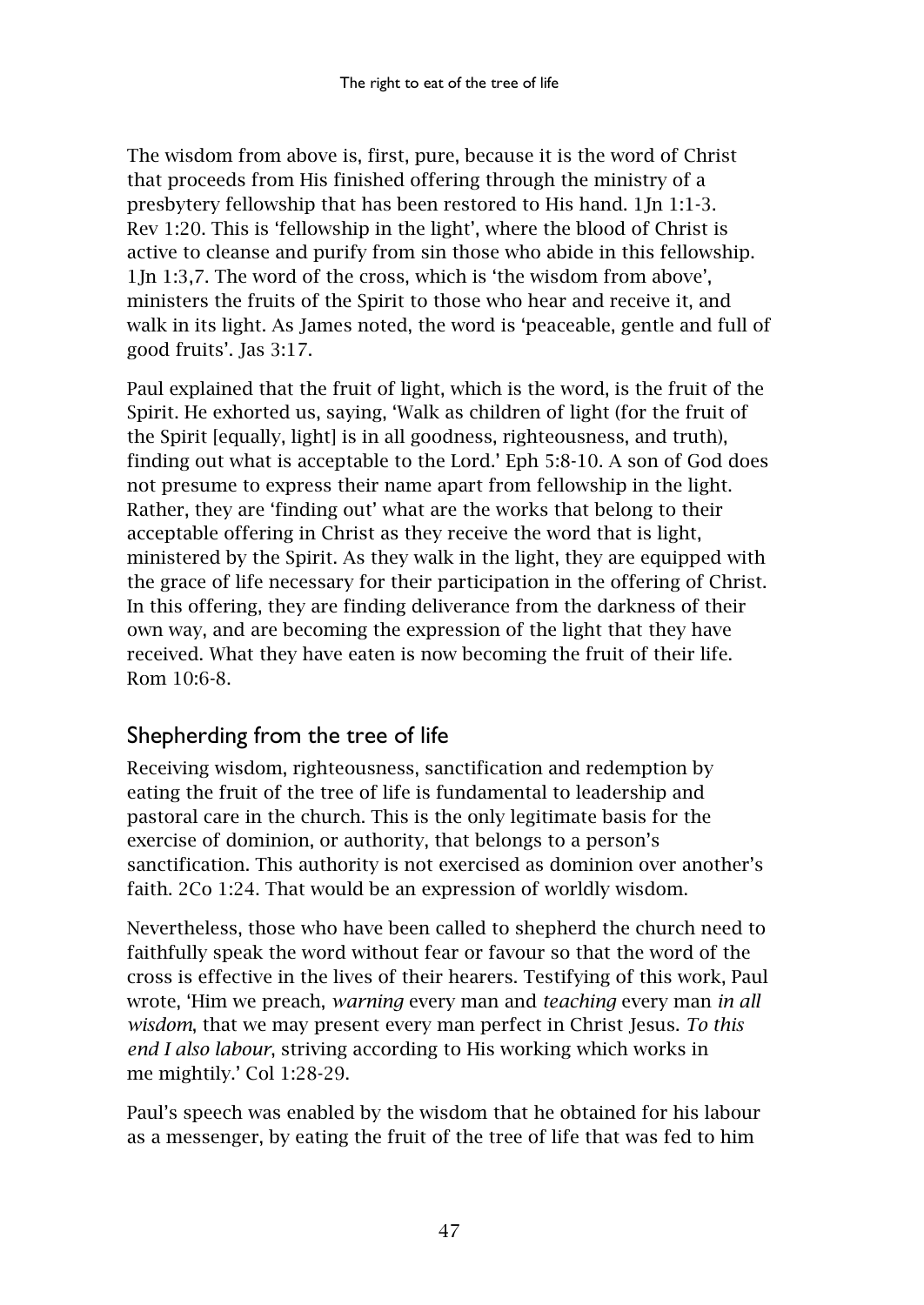The wisdom from above is, first, pure, because it is the word of Christ that proceeds from His finished offering through the ministry of a presbytery fellowship that has been restored to His hand. 1Jn 1:1-3. Rev 1:20. This is 'fellowship in the light', where the blood of Christ is active to cleanse and purify from sin those who abide in this fellowship. 1Jn 1:3,7. The word of the cross, which is 'the wisdom from above', ministers the fruits of the Spirit to those who hear and receive it, and walk in its light. As James noted, the word is 'peaceable, gentle and full of good fruits'. Jas 3:17.

Paul explained that the fruit of light, which is the word, is the fruit of the Spirit. He exhorted us, saying, 'Walk as children of light (for the fruit of the Spirit [equally, light] is in all goodness, righteousness, and truth), finding out what is acceptable to the Lord.' Eph 5:8-10. A son of God does not presume to express their name apart from fellowship in the light. Rather, they are 'finding out' what are the works that belong to their acceptable offering in Christ as they receive the word that is light, ministered by the Spirit. As they walk in the light, they are equipped with the grace of life necessary for their participation in the offering of Christ. In this offering, they are finding deliverance from the darkness of their own way, and are becoming the expression of the light that they have received. What they have eaten is now becoming the fruit of their life. Rom 10:6-8.

## Shepherding from the tree of life

Receiving wisdom, righteousness, sanctification and redemption by eating the fruit of the tree of life is fundamental to leadership and pastoral care in the church. This is the only legitimate basis for the exercise of dominion, or authority, that belongs to a person's sanctification. This authority is not exercised as dominion over another's faith. 2Co 1:24. That would be an expression of worldly wisdom.

Nevertheless, those who have been called to shepherd the church need to faithfully speak the word without fear or favour so that the word of the cross is effective in the lives of their hearers. Testifying of this work, Paul wrote, 'Him we preach, *warning* every man and *teaching* every man *in all wisdom*, that we may present every man perfect in Christ Jesus. *To this end I also labour*, striving according to His working which works in me mightily.' Col 1:28-29.

Paul's speech was enabled by the wisdom that he obtained for his labour as a messenger, by eating the fruit of the tree of life that was fed to him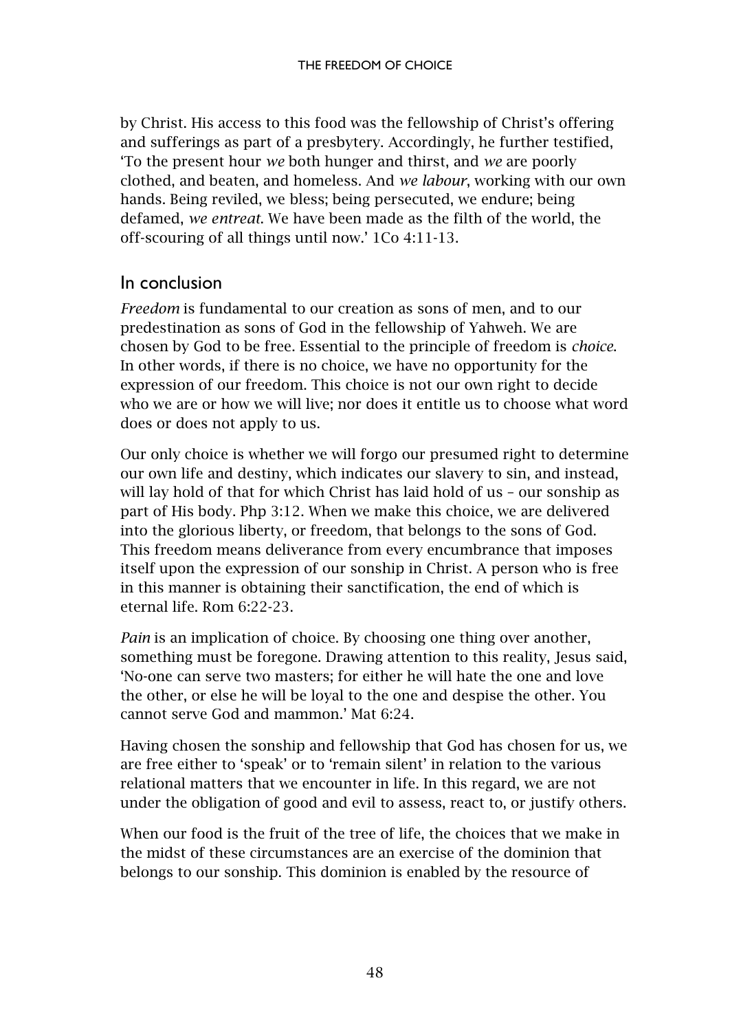by Christ. His access to this food was the fellowship of Christ's offering and sufferings as part of a presbytery. Accordingly, he further testified, 'To the present hour *we* both hunger and thirst, and *we* are poorly clothed, and beaten, and homeless. And *we labour*, working with our own hands. Being reviled, we bless; being persecuted, we endure; being defamed, *we entreat*. We have been made as the filth of the world, the off-scouring of all things until now.' 1Co 4:11-13.

## In conclusion

*Freedom* is fundamental to our creation as sons of men, and to our predestination as sons of God in the fellowship of Yahweh. We are chosen by God to be free. Essential to the principle of freedom is *choice*. In other words, if there is no choice, we have no opportunity for the expression of our freedom. This choice is not our own right to decide who we are or how we will live; nor does it entitle us to choose what word does or does not apply to us.

Our only choice is whether we will forgo our presumed right to determine our own life and destiny, which indicates our slavery to sin, and instead, will lay hold of that for which Christ has laid hold of us – our sonship as part of His body. Php 3:12. When we make this choice, we are delivered into the glorious liberty, or freedom, that belongs to the sons of God. This freedom means deliverance from every encumbrance that imposes itself upon the expression of our sonship in Christ. A person who is free in this manner is obtaining their sanctification, the end of which is eternal life. Rom 6:22-23.

*Pain* is an implication of choice. By choosing one thing over another, something must be foregone. Drawing attention to this reality, Jesus said, 'No-one can serve two masters; for either he will hate the one and love the other, or else he will be loyal to the one and despise the other. You cannot serve God and mammon.' Mat 6:24.

Having chosen the sonship and fellowship that God has chosen for us, we are free either to 'speak' or to 'remain silent' in relation to the various relational matters that we encounter in life. In this regard, we are not under the obligation of good and evil to assess, react to, or justify others.

When our food is the fruit of the tree of life, the choices that we make in the midst of these circumstances are an exercise of the dominion that belongs to our sonship. This dominion is enabled by the resource of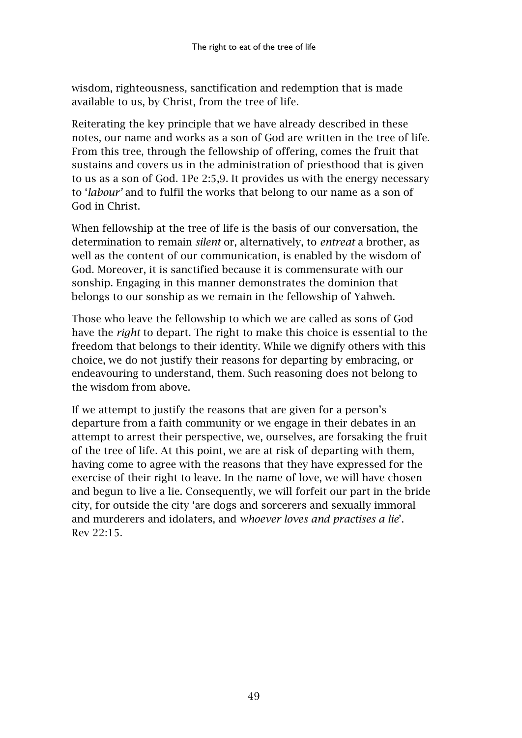wisdom, righteousness, sanctification and redemption that is made available to us, by Christ, from the tree of life.

Reiterating the key principle that we have already described in these notes, our name and works as a son of God are written in the tree of life. From this tree, through the fellowship of offering, comes the fruit that sustains and covers us in the administration of priesthood that is given to us as a son of God. 1Pe 2:5,9. It provides us with the energy necessary to '*labour*' and to fulfil the works that belong to our name as a son of God in Christ.

When fellowship at the tree of life is the basis of our conversation, the determination to remain *silent* or, alternatively, to *entreat* a brother, as well as the content of our communication, is enabled by the wisdom of God. Moreover, it is sanctified because it is commensurate with our sonship. Engaging in this manner demonstrates the dominion that belongs to our sonship as we remain in the fellowship of Yahweh.

Those who leave the fellowship to which we are called as sons of God have the *right* to depart. The right to make this choice is essential to the freedom that belongs to their identity. While we dignify others with this choice, we do not justify their reasons for departing by embracing, or endeavouring to understand, them. Such reasoning does not belong to the wisdom from above.

If we attempt to justify the reasons that are given for a person's departure from a faith community or we engage in their debates in an attempt to arrest their perspective, we, ourselves, are forsaking the fruit of the tree of life. At this point, we are at risk of departing with them, having come to agree with the reasons that they have expressed for the exercise of their right to leave. In the name of love, we will have chosen and begun to live a lie. Consequently, we will forfeit our part in the bride city, for outside the city 'are dogs and sorcerers and sexually immoral and murderers and idolaters, and *whoever loves and practises a lie*'. Rev 22:15.